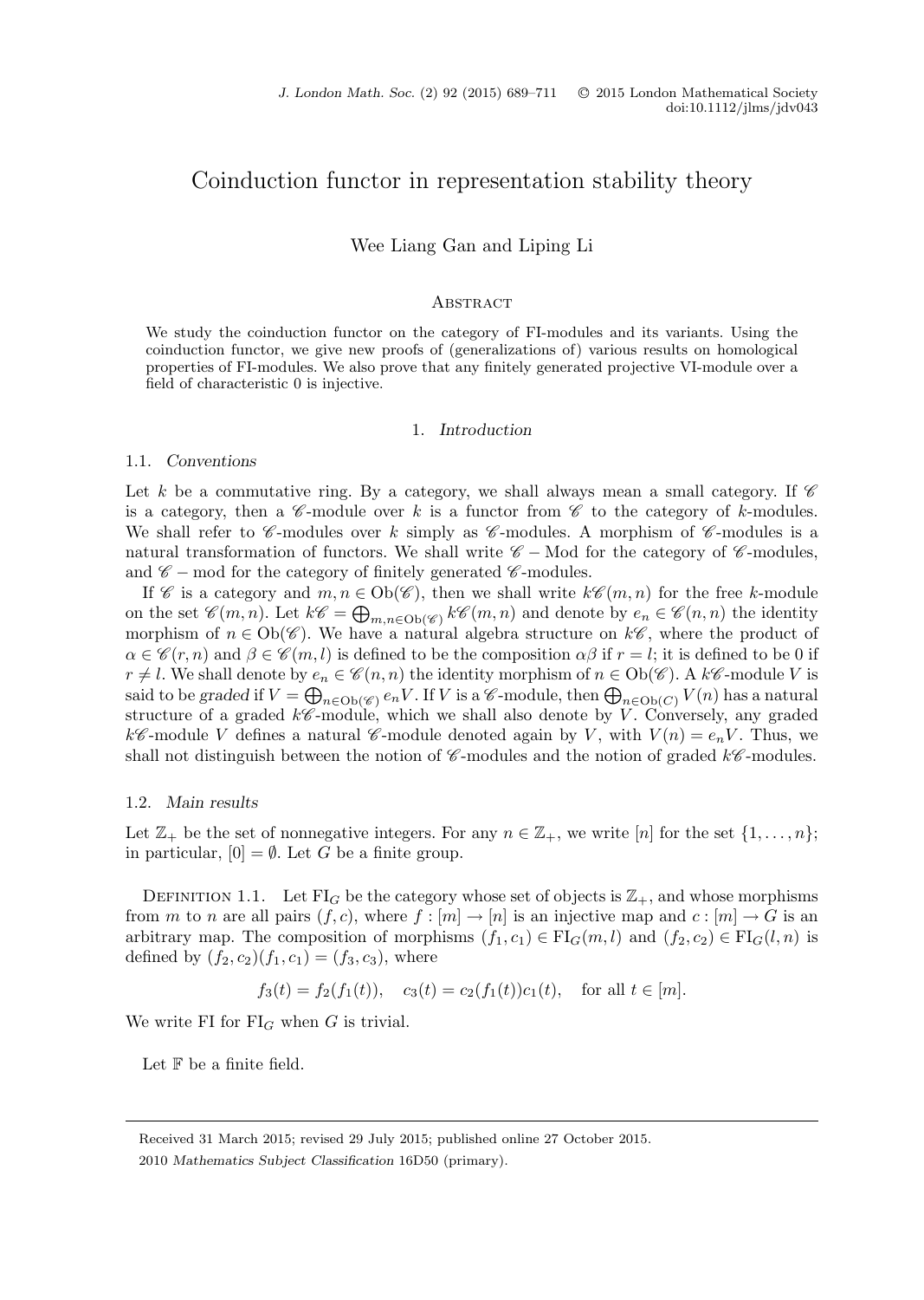# Coinduction functor in representation stability theory

Wee Liang Gan and Liping Li

## Abstract

We study the coinduction functor on the category of FI-modules and its variants. Using the coinduction functor, we give new proofs of (generalizations of) various results on homological properties of FI-modules. We also prove that any finitely generated projective VI-module over a field of characteristic 0 is injective.

## 1. *Introduction*

### 1.1. *Conventions*

Let $k$ be a commutative ring. By a category, we shall always mean a small category. If $\mathscr{C}$ is a category, then a $\mathscr{C}$-module over $k$ is a functor from $\mathscr{C}$ to the category of $k$-modules. We shall refer to $\mathscr{C}$-modules over $k$ simply as $\mathscr{C}$-modules. A morphism of $\mathscr{C}$-modules is a natural transformation of functors. We shall write $\mathscr{C} - \mathrm{Mod}$ for the category of $\mathscr{C}$-modules, and $\mathscr{C} - \mathrm{mod}$ for the category of finitely generated $\mathscr{C}$-modules.

If $\mathscr{C}$ is a category and $m, n \in \mathrm{Ob}(\mathscr{C})$, then we shall write $k\mathscr{C}(m,n)$ for the free $k$-module on the set $\mathscr{C}(m,n)$. Let $k\mathscr{C} = \bigoplus_{m,n\in \mathrm{Ob}(\mathscr{C})} k\mathscr{C}(m,n)$ and denote by $e_n \in \mathscr{C}(n,n)$ the identity morphism of $n \in \mathrm{Ob}(\mathscr{C})$. We have a natural algebra structure on $k\mathscr{C}$, where the product of $\alpha \in \mathscr{C}(r,n)$ and $\beta \in \mathscr{C}(m,l)$ is defined to be the composition $\alpha\beta$ if $r = l$; it is defined to be 0 if $r \neq l$. We shall denote by $e_n \in \mathscr{C}(n,n)$ the identity morphism of $n \in \mathrm{Ob}(\mathscr{C})$. A $k\mathscr{C}$-module $V$ is said to be *graded* if $V = \bigoplus_{n\in \mathrm{Ob}(\mathscr{C})} e_n V$. If $V$ is a $\mathscr{C}$-module, then $\bigoplus_{n\in \mathrm{Ob}(C)} V(n)$ has a natural structure of a graded $k\mathscr{C}$-module, which we shall also denote by $V$. Conversely, any graded $k\mathscr{C}$-module $V$ defines a natural $\mathscr{C}$-module denoted again by $V$, with $V(n) = e_n V$. Thus, we shall not distinguish between the notion of $\mathscr{C}$-modules and the notion of graded $k\mathscr{C}$-modules.

### 1.2. *Main results*

Let $\mathbb{Z}_+$ be the set of nonnegative integers. For any $n \in \mathbb{Z}_+$, we write $[n]$ for the set $\{1, \ldots, n\}$; in particular, $[0] = \emptyset$. Let $G$ be a finite group.

Definition 1.1. Let $\mathrm{FI}_G$ be the category whose set of objects is $\mathbb{Z}_+$, and whose morphisms from $m$ to $n$ are all pairs $(f, c)$, where $f : [m] \to [n]$ is an injective map and $c : [m] \to G$ is an arbitrary map. The composition of morphisms $(f_1, c_1) \in \mathrm{FI}_G(m,l)$ and $(f_2, c_2) \in \mathrm{FI}_G(l,n)$ is defined by $(f_2, c_2)(f_1, c_1) = (f_3, c_3)$, where

$$f_3(t) = f_2(f_1(t)), \quad c_3(t) = c_2(f_1(t))c_1(t), \quad \text{for all } t \in [m].$$

We write FI for $\mathrm{FI}_G$ when $G$ is trivial.

Let $\mathbb{F}$ be a finite field.

---

Received 31 March 2015; revised 29 July 2015; published online 27 October 2015.

2010 *Mathematics Subject Classification* 16D50 (primary).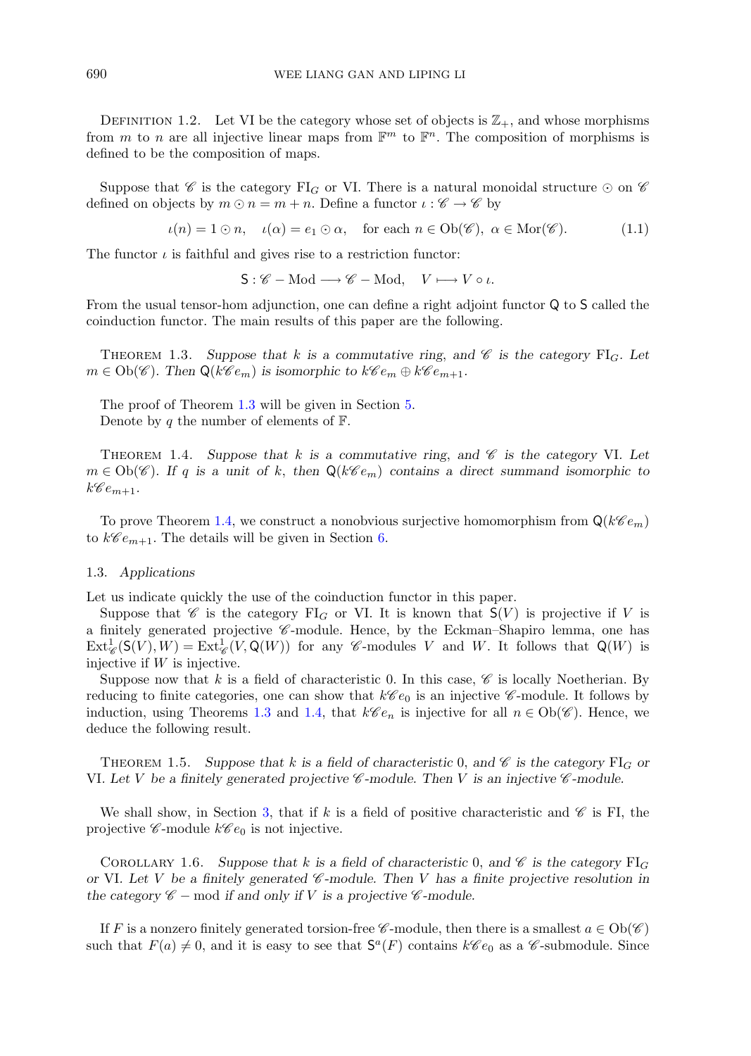Definition 1.2. Let VI be the category whose set of objects is $\mathbb{Z}_+$, and whose morphisms from $m$ to $n$ are all injective linear maps from $\mathbb{F}^m$ to $\mathbb{F}^n$. The composition of morphisms is defined to be the composition of maps.

Suppose that $\mathscr{C}$ is the category $\mathrm{FI}_G$ or VI. There is a natural monoidal structure $\odot$ on $\mathscr{C}$ defined on objects by $m \odot n = m + n$. Define a functor $\iota : \mathscr{C} \to \mathscr{C}$ by

$$\iota(n) = 1 \odot n, \quad \iota(\alpha) = e_1 \odot \alpha, \quad \text{for each } n \in \mathrm{Ob}(\mathscr{C}),\ \alpha \in \mathrm{Mor}(\mathscr{C}). \tag{1.1}$$

The functor $\iota$ is faithful and gives rise to a restriction functor:

$$\mathsf{S} : \mathscr{C} - \mathrm{Mod} \longrightarrow \mathscr{C} - \mathrm{Mod}, \quad V \longmapsto V \circ \iota.$$

From the usual tensor-hom adjunction, one can define a right adjoint functor $\mathsf{Q}$ to $\mathsf{S}$ called the coinduction functor. The main results of this paper are the following.

Theorem 1.3. *Suppose that $k$ is a commutative ring, and $\mathscr{C}$ is the category $\mathrm{FI}_G$. Let $m \in \mathrm{Ob}(\mathscr{C})$. Then $\mathsf{Q}(k\mathscr{C}e_m)$ is isomorphic to $k\mathscr{C}e_m \oplus k\mathscr{C}e_{m+1}$.*

The proof of Theorem 1.3 will be given in Section 5.
Denote by $q$ the number of elements of $\mathbb{F}$.

Theorem 1.4. *Suppose that $k$ is a commutative ring, and $\mathscr{C}$ is the category VI. Let $m \in \mathrm{Ob}(\mathscr{C})$. If $q$ is a unit of $k$, then $\mathsf{Q}(k\mathscr{C}e_m)$ contains a direct summand isomorphic to $k\mathscr{C}e_{m+1}$.*

To prove Theorem 1.4, we construct a nonobvious surjective homomorphism from $\mathsf{Q}(k\mathscr{C}e_m)$ to $k\mathscr{C}e_{m+1}$. The details will be given in Section 6.

### 1.3. *Applications*

Let us indicate quickly the use of the coinduction functor in this paper.

Suppose that $\mathscr{C}$ is the category $\mathrm{FI}_G$ or VI. It is known that $\mathsf{S}(V)$ is projective if $V$ is a finitely generated projective $\mathscr{C}$-module. Hence, by the Eckman–Shapiro lemma, one has $\mathrm{Ext}^1_{\mathscr{C}}(\mathsf{S}(V), W) = \mathrm{Ext}^1_{\mathscr{C}}(V, \mathsf{Q}(W))$ for any $\mathscr{C}$-modules $V$ and $W$. It follows that $\mathsf{Q}(W)$ is injective if $W$ is injective.

Suppose now that $k$ is a field of characteristic 0. In this case, $\mathscr{C}$ is locally Noetherian. By reducing to finite categories, one can show that $k\mathscr{C}e_0$ is an injective $\mathscr{C}$-module. It follows by induction, using Theorems 1.3 and 1.4, that $k\mathscr{C}e_n$ is injective for all $n \in \mathrm{Ob}(\mathscr{C})$. Hence, we deduce the following result.

Theorem 1.5. *Suppose that $k$ is a field of characteristic 0, and $\mathscr{C}$ is the category $\mathrm{FI}_G$ or VI. Let $V$ be a finitely generated projective $\mathscr{C}$-module. Then $V$ is an injective $\mathscr{C}$-module.*

We shall show, in Section 3, that if $k$ is a field of positive characteristic and $\mathscr{C}$ is FI, the projective $\mathscr{C}$-module $k\mathscr{C}e_0$ is not injective.

Corollary 1.6. *Suppose that $k$ is a field of characteristic 0, and $\mathscr{C}$ is the category $\mathrm{FI}_G$ or VI. Let $V$ be a finitely generated $\mathscr{C}$-module. Then $V$ has a finite projective resolution in the category $\mathscr{C} - \mathrm{mod}$ if and only if $V$ is a projective $\mathscr{C}$-module.*

If $F$ is a nonzero finitely generated torsion-free $\mathscr{C}$-module, then there is a smallest $a \in \mathrm{Ob}(\mathscr{C})$ such that $F(a) \neq 0$, and it is easy to see that $\mathsf{S}^a(F)$ contains $k\mathscr{C}e_0$ as a $\mathscr{C}$-submodule. Since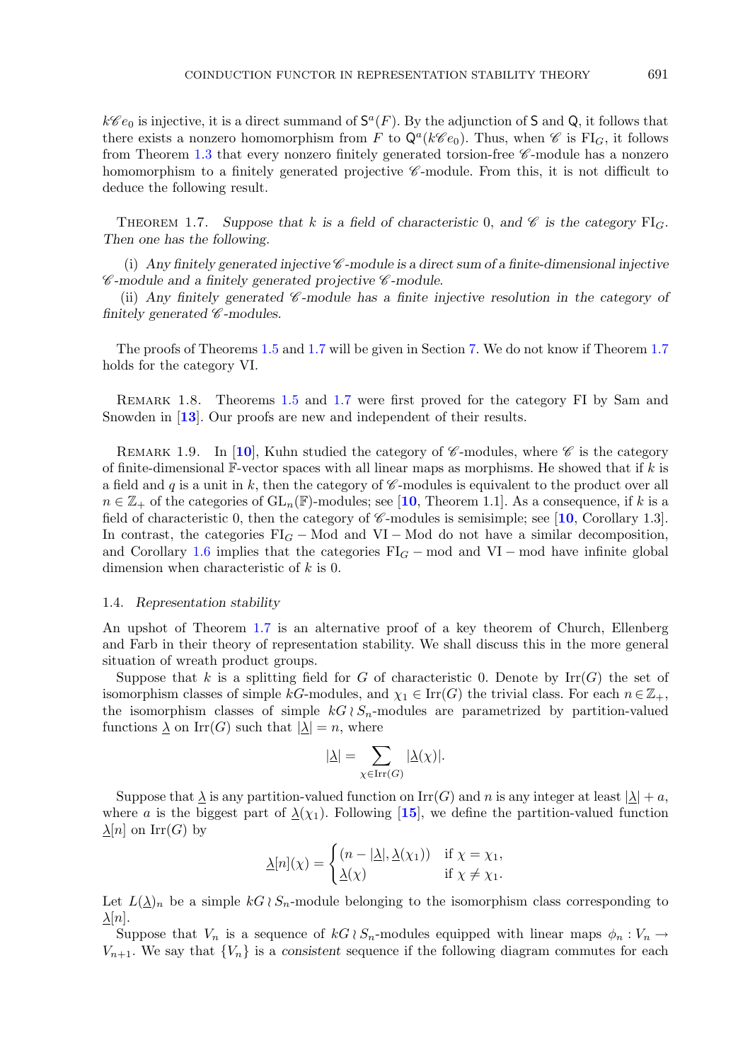$k\mathscr{C}e_0$ is injective, it is a direct summand of $\mathsf{S}^a(F)$. By the adjunction of $\mathsf{S}$ and $\mathsf{Q}$, it follows that there exists a nonzero homomorphism from $F$ to $\mathsf{Q}^a(k\mathscr{C}e_0)$. Thus, when $\mathscr{C}$ is $\mathrm{FI}_G$, it follows from Theorem 1.3 that every nonzero finitely generated torsion-free $\mathscr{C}$-module has a nonzero homomorphism to a finitely generated projective $\mathscr{C}$-module. From this, it is not difficult to deduce the following result.

THEOREM 1.7. *Suppose that $k$ is a field of characteristic 0, and $\mathscr{C}$ is the category $\mathrm{FI}_G$. Then one has the following.*

(i) *Any finitely generated injective $\mathscr{C}$-module is a direct sum of a finite-dimensional injective $\mathscr{C}$-module and a finitely generated projective $\mathscr{C}$-module.*

(ii) *Any finitely generated $\mathscr{C}$-module has a finite injective resolution in the category of finitely generated $\mathscr{C}$-modules.*

The proofs of Theorems 1.5 and 1.7 will be given in Section 7. We do not know if Theorem 1.7 holds for the category VI.

REMARK 1.8. Theorems 1.5 and 1.7 were first proved for the category FI by Sam and Snowden in [**13**]. Our proofs are new and independent of their results.

REMARK 1.9. In [**10**], Kuhn studied the category of $\mathscr{C}$-modules, where $\mathscr{C}$ is the category of finite-dimensional $\mathbb{F}$-vector spaces with all linear maps as morphisms. He showed that if $k$ is a field and $q$ is a unit in $k$, then the category of $\mathscr{C}$-modules is equivalent to the product over all $n \in \mathbb{Z}_+$ of the categories of $\mathrm{GL}_n(\mathbb{F})$-modules; see [**10**, Theorem 1.1]. As a consequence, if $k$ is a field of characteristic 0, then the category of $\mathscr{C}$-modules is semisimple; see [**10**, Corollary 1.3]. In contrast, the categories $\mathrm{FI}_G - \mathrm{Mod}$ and $\mathrm{VI} - \mathrm{Mod}$ do not have a similar decomposition, and Corollary 1.6 implies that the categories $\mathrm{FI}_G - \mathrm{mod}$ and $\mathrm{VI} - \mathrm{mod}$ have infinite global dimension when characteristic of $k$ is 0.

### 1.4. *Representation stability*

An upshot of Theorem 1.7 is an alternative proof of a key theorem of Church, Ellenberg and Farb in their theory of representation stability. We shall discuss this in the more general situation of wreath product groups.

Suppose that $k$ is a splitting field for $G$ of characteristic 0. Denote by $\mathrm{Irr}(G)$ the set of isomorphism classes of simple $kG$-modules, and $\chi_1 \in \mathrm{Irr}(G)$ the trivial class. For each $n \in \mathbb{Z}_+$, the isomorphism classes of simple $kG \wr S_n$-modules are parametrized by partition-valued functions $\underline{\lambda}$ on $\mathrm{Irr}(G)$ such that $|\underline{\lambda}| = n$, where

$$|\underline{\lambda}| = \sum_{\chi \in \mathrm{Irr}(G)} |\underline{\lambda}(\chi)|.$$

Suppose that $\underline{\lambda}$ is any partition-valued function on $\mathrm{Irr}(G)$ and $n$ is any integer at least $|\underline{\lambda}| + a$, where $a$ is the biggest part of $\underline{\lambda}(\chi_1)$. Following [**15**], we define the partition-valued function $\underline{\lambda}[n]$ on $\mathrm{Irr}(G)$ by

$$\underline{\lambda}[n](\chi) = \begin{cases} (n - |\underline{\lambda}|, \underline{\lambda}(\chi_1)) & \text{if } \chi = \chi_1, \\ \underline{\lambda}(\chi) & \text{if } \chi \neq \chi_1. \end{cases}$$

Let $L(\underline{\lambda})_n$ be a simple $kG \wr S_n$-module belonging to the isomorphism class corresponding to $\underline{\lambda}[n]$.

Suppose that $V_n$ is a sequence of $kG \wr S_n$-modules equipped with linear maps $\phi_n : V_n \to V_{n+1}$. We say that $\{V_n\}$ is a *consistent* sequence if the following diagram commutes for each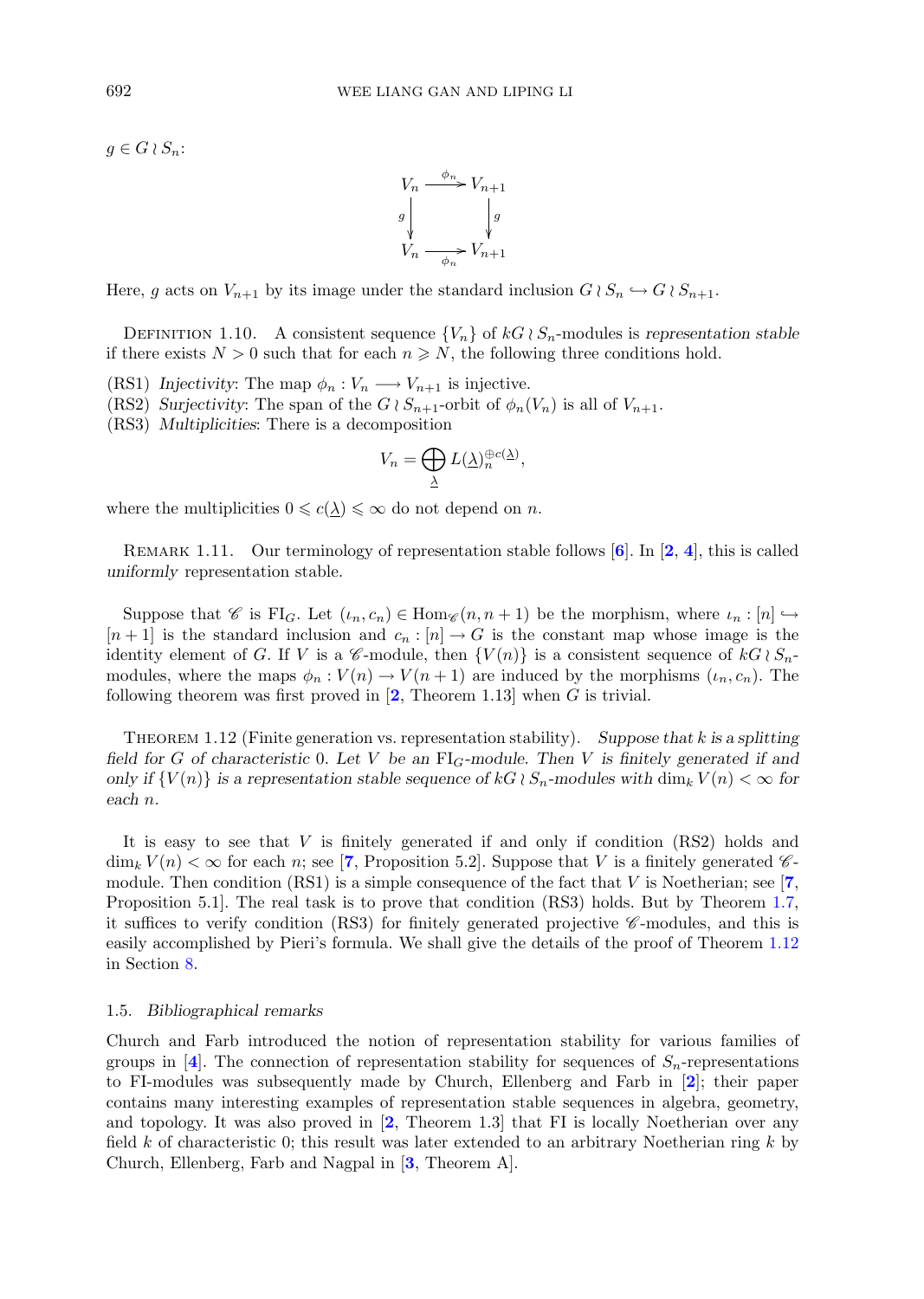$g \in G \wr S_n$:

$$\begin{array}{ccc} V_n & \xrightarrow{\phi_n} & V_{n+1} \\ \Big\downarrow g & & \Big\downarrow g \\ V_n & \xrightarrow[\phi_n]{} & V_{n+1} \end{array}$$

Here, $g$ acts on $V_{n+1}$ by its image under the standard inclusion $G \wr S_n \hookrightarrow G \wr S_{n+1}$.

Definition 1.10. A consistent sequence $\{V_n\}$ of $kG \wr S_n$-modules is *representation stable* if there exists $N > 0$ such that for each $n \geqslant N$, the following three conditions hold.

(RS1) *Injectivity*: The map $\phi_n : V_n \longrightarrow V_{n+1}$ is injective.

(RS2) *Surjectivity*: The span of the $G \wr S_{n+1}$-orbit of $\phi_n(V_n)$ is all of $V_{n+1}$.

(RS3) *Multiplicities*: There is a decomposition

$$V_n = \bigoplus_{\underline{\lambda}} L(\underline{\lambda})_n^{\oplus c(\underline{\lambda})},$$

where the multiplicities $0 \leqslant c(\underline{\lambda}) \leqslant \infty$ do not depend on $n$.

Remark 1.11. Our terminology of representation stable follows [6]. In [2, 4], this is called *uniformly* representation stable.

Suppose that $\mathscr{C}$ is $\mathrm{FI}_G$. Let $(\iota_n, c_n) \in \mathrm{Hom}_{\mathscr{C}}(n, n+1)$ be the morphism, where $\iota_n : [n] \hookrightarrow [n+1]$ is the standard inclusion and $c_n : [n] \to G$ is the constant map whose image is the identity element of $G$. If $V$ is a $\mathscr{C}$-module, then $\{V(n)\}$ is a consistent sequence of $kG \wr S_n$-modules, where the maps $\phi_n : V(n) \to V(n+1)$ are induced by the morphisms $(\iota_n, c_n)$. The following theorem was first proved in [2, Theorem 1.13] when $G$ is trivial.

Theorem 1.12 (Finite generation vs. representation stability). *Suppose that $k$ is a splitting field for $G$ of characteristic 0. Let $V$ be an $\mathrm{FI}_G$-module. Then $V$ is finitely generated if and only if $\{V(n)\}$ is a representation stable sequence of $kG \wr S_n$-modules with $\dim_k V(n) < \infty$ for each $n$.*

It is easy to see that $V$ is finitely generated if and only if condition (RS2) holds and $\dim_k V(n) < \infty$ for each $n$; see [7, Proposition 5.2]. Suppose that $V$ is a finitely generated $\mathscr{C}$-module. Then condition (RS1) is a simple consequence of the fact that $V$ is Noetherian; see [7, Proposition 5.1]. The real task is to prove that condition (RS3) holds. But by Theorem 1.7, it suffices to verify condition (RS3) for finitely generated projective $\mathscr{C}$-modules, and this is easily accomplished by Pieri's formula. We shall give the details of the proof of Theorem 1.12 in Section 8.

### 1.5. *Bibliographical remarks*

Church and Farb introduced the notion of representation stability for various families of groups in [4]. The connection of representation stability for sequences of $S_n$-representations to FI-modules was subsequently made by Church, Ellenberg and Farb in [2]; their paper contains many interesting examples of representation stable sequences in algebra, geometry, and topology. It was also proved in [2, Theorem 1.3] that FI is locally Noetherian over any field $k$ of characteristic 0; this result was later extended to an arbitrary Noetherian ring $k$ by Church, Ellenberg, Farb and Nagpal in [3, Theorem A].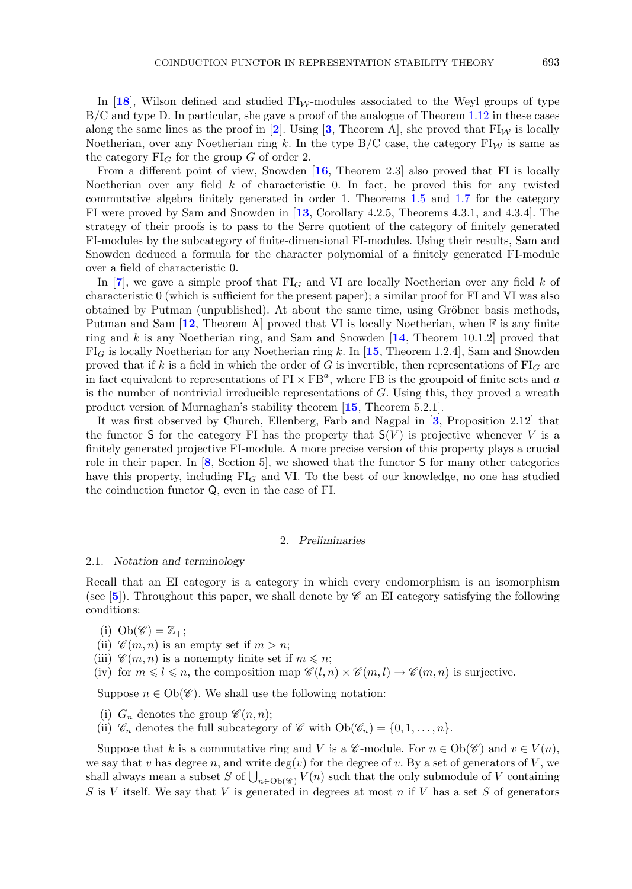In [18], Wilson defined and studied $\mathrm{FI}_{\mathcal{W}}$-modules associated to the Weyl groups of type B/C and type D. In particular, she gave a proof of the analogue of Theorem 1.12 in these cases along the same lines as the proof in [2]. Using [3, Theorem A], she proved that $\mathrm{FI}_{\mathcal{W}}$ is locally Noetherian, over any Noetherian ring $k$. In the type B/C case, the category $\mathrm{FI}_{\mathcal{W}}$ is same as the category $\mathrm{FI}_G$ for the group $G$ of order 2.

From a different point of view, Snowden [16, Theorem 2.3] also proved that FI is locally Noetherian over any field $k$ of characteristic 0. In fact, he proved this for any twisted commutative algebra finitely generated in order 1. Theorems 1.5 and 1.7 for the category FI were proved by Sam and Snowden in [13, Corollary 4.2.5, Theorems 4.3.1, and 4.3.4]. The strategy of their proofs is to pass to the Serre quotient of the category of finitely generated FI-modules by the subcategory of finite-dimensional FI-modules. Using their results, Sam and Snowden deduced a formula for the character polynomial of a finitely generated FI-module over a field of characteristic 0.

In [7], we gave a simple proof that $\mathrm{FI}_G$ and VI are locally Noetherian over any field $k$ of characteristic 0 (which is sufficient for the present paper); a similar proof for FI and VI was also obtained by Putman (unpublished). At about the same time, using Gröbner basis methods, Putman and Sam [12, Theorem A] proved that VI is locally Noetherian, when $\mathbb{F}$ is any finite ring and $k$ is any Noetherian ring, and Sam and Snowden [14, Theorem 10.1.2] proved that $\mathrm{FI}_G$ is locally Noetherian for any Noetherian ring $k$. In [15, Theorem 1.2.4], Sam and Snowden proved that if $k$ is a field in which the order of $G$ is invertible, then representations of $\mathrm{FI}_G$ are in fact equivalent to representations of $\mathrm{FI} \times \mathrm{FB}^a$, where FB is the groupoid of finite sets and $a$ is the number of nontrivial irreducible representations of $G$. Using this, they proved a wreath product version of Murnaghan's stability theorem [15, Theorem 5.2.1].

It was first observed by Church, Ellenberg, Farb and Nagpal in [3, Proposition 2.12] that the functor $\mathsf{S}$ for the category FI has the property that $\mathsf{S}(V)$ is projective whenever $V$ is a finitely generated projective FI-module. A more precise version of this property plays a crucial role in their paper. In [8, Section 5], we showed that the functor $\mathsf{S}$ for many other categories have this property, including $\mathrm{FI}_G$ and VI. To the best of our knowledge, no one has studied the coinduction functor $\mathsf{Q}$, even in the case of FI.

## 2. *Preliminaries*

### 2.1. *Notation and terminology*

Recall that an EI category is a category in which every endomorphism is an isomorphism (see [5]). Throughout this paper, we shall denote by $\mathscr{C}$ an EI category satisfying the following conditions:

(i) $\mathrm{Ob}(\mathscr{C}) = \mathbb{Z}_+$;
(ii) $\mathscr{C}(m, n)$ is an empty set if $m > n$;
(iii) $\mathscr{C}(m, n)$ is a nonempty finite set if $m \leqslant n$;
(iv) for $m \leqslant l \leqslant n$, the composition map $\mathscr{C}(l, n) \times \mathscr{C}(m, l) \to \mathscr{C}(m, n)$ is surjective.

Suppose $n \in \mathrm{Ob}(\mathscr{C})$. We shall use the following notation:

(i) $G_n$ denotes the group $\mathscr{C}(n, n)$;
(ii) $\mathscr{C}_n$ denotes the full subcategory of $\mathscr{C}$ with $\mathrm{Ob}(\mathscr{C}_n) = \{0, 1, \ldots, n\}$.

Suppose that $k$ is a commutative ring and $V$ is a $\mathscr{C}$-module. For $n \in \mathrm{Ob}(\mathscr{C})$ and $v \in V(n)$, we say that $v$ has degree $n$, and write $\deg(v)$ for the degree of $v$. By a set of generators of $V$, we shall always mean a subset $S$ of $\bigcup_{n \in \mathrm{Ob}(\mathscr{C})} V(n)$ such that the only submodule of $V$ containing $S$ is $V$ itself. We say that $V$ is generated in degrees at most $n$ if $V$ has a set $S$ of generators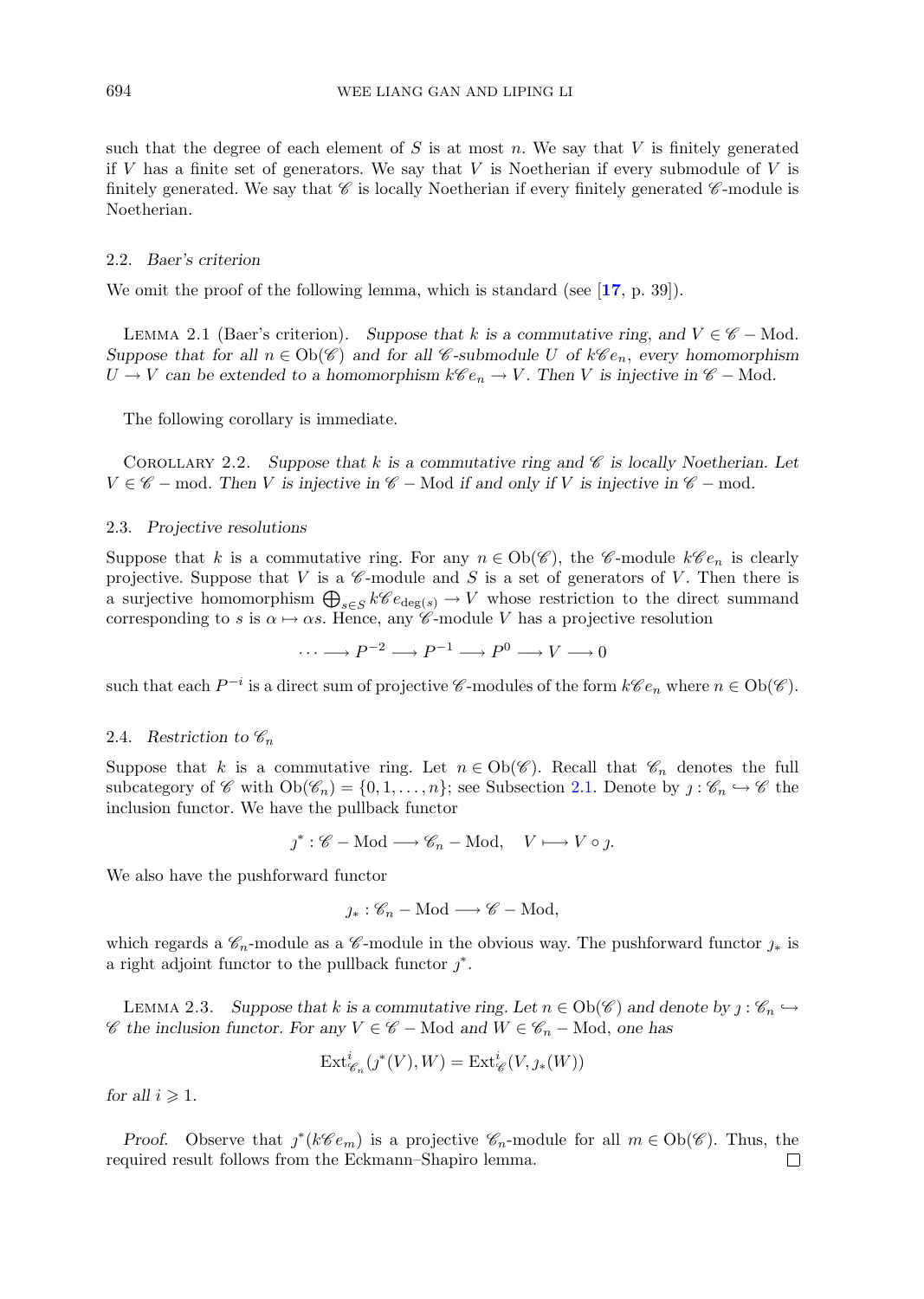such that the degree of each element of $S$ is at most $n$. We say that $V$ is finitely generated if $V$ has a finite set of generators. We say that $V$ is Noetherian if every submodule of $V$ is finitely generated. We say that $\mathscr{C}$ is locally Noetherian if every finitely generated $\mathscr{C}$-module is Noetherian.

### 2.2. *Baer's criterion*

We omit the proof of the following lemma, which is standard (see [**17**, p. 39]).

LEMMA 2.1 (Baer's criterion). *Suppose that $k$ is a commutative ring, and $V \in \mathscr{C} - \mathrm{Mod}$. Suppose that for all $n \in \mathrm{Ob}(\mathscr{C})$ and for all $\mathscr{C}$-submodule $U$ of $k\mathscr{C}e_n$, every homomorphism $U \to V$ can be extended to a homomorphism $k\mathscr{C}e_n \to V$. Then $V$ is injective in $\mathscr{C} - \mathrm{Mod}$.*

The following corollary is immediate.

COROLLARY 2.2. *Suppose that $k$ is a commutative ring and $\mathscr{C}$ is locally Noetherian. Let $V \in \mathscr{C} - \mathrm{mod}$. Then $V$ is injective in $\mathscr{C} - \mathrm{Mod}$ if and only if $V$ is injective in $\mathscr{C} - \mathrm{mod}$.*

### 2.3. *Projective resolutions*

Suppose that $k$ is a commutative ring. For any $n \in \mathrm{Ob}(\mathscr{C})$, the $\mathscr{C}$-module $k\mathscr{C}e_n$ is clearly projective. Suppose that $V$ is a $\mathscr{C}$-module and $S$ is a set of generators of $V$. Then there is a surjective homomorphism $\bigoplus_{s\in S} k\mathscr{C}e_{\deg(s)} \to V$ whose restriction to the direct summand corresponding to $s$ is $\alpha \mapsto \alpha s$. Hence, any $\mathscr{C}$-module $V$ has a projective resolution

$$\cdots \longrightarrow P^{-2} \longrightarrow P^{-1} \longrightarrow P^0 \longrightarrow V \longrightarrow 0$$

such that each $P^{-i}$ is a direct sum of projective $\mathscr{C}$-modules of the form $k\mathscr{C}e_n$ where $n \in \mathrm{Ob}(\mathscr{C})$.

### 2.4. *Restriction to $\mathscr{C}_n$*

Suppose that $k$ is a commutative ring. Let $n \in \mathrm{Ob}(\mathscr{C})$. Recall that $\mathscr{C}_n$ denotes the full subcategory of $\mathscr{C}$ with $\mathrm{Ob}(\mathscr{C}_n) = \{0, 1, \ldots, n\}$; see Subsection 2.1. Denote by $\jmath : \mathscr{C}_n \hookrightarrow \mathscr{C}$ the inclusion functor. We have the pullback functor

$$\jmath^* : \mathscr{C} - \mathrm{Mod} \longrightarrow \mathscr{C}_n - \mathrm{Mod}, \quad V \longmapsto V \circ \jmath.$$

We also have the pushforward functor

$$\jmath_* : \mathscr{C}_n - \mathrm{Mod} \longrightarrow \mathscr{C} - \mathrm{Mod},$$

which regards a $\mathscr{C}_n$-module as a $\mathscr{C}$-module in the obvious way. The pushforward functor $\jmath_*$ is a right adjoint functor to the pullback functor $\jmath^*$.

LEMMA 2.3. *Suppose that $k$ is a commutative ring. Let $n \in \mathrm{Ob}(\mathscr{C})$ and denote by $\jmath : \mathscr{C}_n \hookrightarrow \mathscr{C}$ the inclusion functor. For any $V \in \mathscr{C} - \mathrm{Mod}$ and $W \in \mathscr{C}_n - \mathrm{Mod}$, one has*

$$\mathrm{Ext}^i_{\mathscr{C}_n}(\jmath^*(V), W) = \mathrm{Ext}^i_{\mathscr{C}}(V, \jmath_*(W))$$

*for all $i \geqslant 1$.*

*Proof.* Observe that $\jmath^*(k\mathscr{C}e_m)$ is a projective $\mathscr{C}_n$-module for all $m \in \mathrm{Ob}(\mathscr{C})$. Thus, the required result follows from the Eckmann–Shapiro lemma. $\square$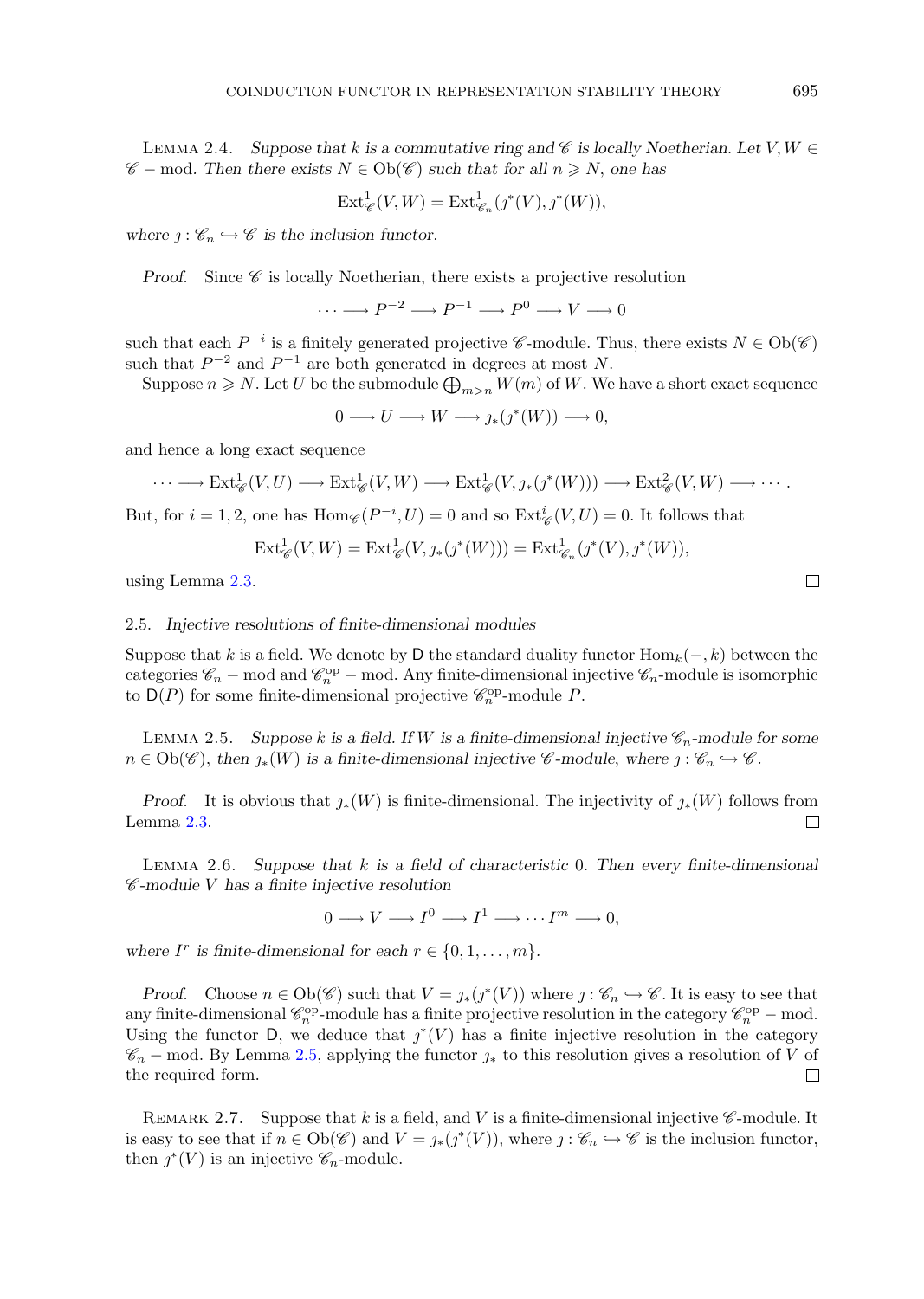Lemma 2.4. *Suppose that $k$ is a commutative ring and $\mathscr{C}$ is locally Noetherian. Let $V, W \in \mathscr{C} - \mathrm{mod}$. Then there exists $N \in \mathrm{Ob}(\mathscr{C})$ such that for all $n \geqslant N$, one has*

$$\mathrm{Ext}^1_{\mathscr{C}}(V, W) = \mathrm{Ext}^1_{\mathscr{C}_n}(\jmath^*(V), \jmath^*(W)),$$

*where $\jmath : \mathscr{C}_n \hookrightarrow \mathscr{C}$ is the inclusion functor.*

*Proof.* Since $\mathscr{C}$ is locally Noetherian, there exists a projective resolution

$$\cdots \longrightarrow P^{-2} \longrightarrow P^{-1} \longrightarrow P^0 \longrightarrow V \longrightarrow 0$$

such that each $P^{-i}$ is a finitely generated projective $\mathscr{C}$-module. Thus, there exists $N \in \mathrm{Ob}(\mathscr{C})$ such that $P^{-2}$ and $P^{-1}$ are both generated in degrees at most $N$.

Suppose $n \geqslant N$. Let $U$ be the submodule $\bigoplus_{m>n} W(m)$ of $W$. We have a short exact sequence

$$0 \longrightarrow U \longrightarrow W \longrightarrow \jmath_*(\jmath^*(W)) \longrightarrow 0,$$

and hence a long exact sequence

$$\cdots \longrightarrow \mathrm{Ext}^1_{\mathscr{C}}(V, U) \longrightarrow \mathrm{Ext}^1_{\mathscr{C}}(V, W) \longrightarrow \mathrm{Ext}^1_{\mathscr{C}}(V, \jmath_*(\jmath^*(W))) \longrightarrow \mathrm{Ext}^2_{\mathscr{C}}(V, W) \longrightarrow \cdots.$$

But, for $i = 1, 2$, one has $\mathrm{Hom}_{\mathscr{C}}(P^{-i}, U) = 0$ and so $\mathrm{Ext}^i_{\mathscr{C}}(V, U) = 0$. It follows that

$$\mathrm{Ext}^1_{\mathscr{C}}(V, W) = \mathrm{Ext}^1_{\mathscr{C}}(V, \jmath_*(\jmath^*(W))) = \mathrm{Ext}^1_{\mathscr{C}_n}(\jmath^*(V), \jmath^*(W)),$$

using Lemma 2.3. □

### 2.5. *Injective resolutions of finite-dimensional modules*

Suppose that $k$ is a field. We denote by $\mathsf{D}$ the standard duality functor $\mathrm{Hom}_k(-, k)$ between the categories $\mathscr{C}_n - \mathrm{mod}$ and $\mathscr{C}_n^{\mathrm{op}} - \mathrm{mod}$. Any finite-dimensional injective $\mathscr{C}_n$-module is isomorphic to $\mathsf{D}(P)$ for some finite-dimensional projective $\mathscr{C}_n^{\mathrm{op}}$-module $P$.

Lemma 2.5. *Suppose $k$ is a field. If $W$ is a finite-dimensional injective $\mathscr{C}_n$-module for some $n \in \mathrm{Ob}(\mathscr{C})$, then $\jmath_*(W)$ is a finite-dimensional injective $\mathscr{C}$-module, where $\jmath : \mathscr{C}_n \hookrightarrow \mathscr{C}$.*

*Proof.* It is obvious that $\jmath_*(W)$ is finite-dimensional. The injectivity of $\jmath_*(W)$ follows from Lemma 2.3. □

Lemma 2.6. *Suppose that $k$ is a field of characteristic 0. Then every finite-dimensional $\mathscr{C}$-module $V$ has a finite injective resolution*

$$0 \longrightarrow V \longrightarrow I^0 \longrightarrow I^1 \longrightarrow \cdots I^m \longrightarrow 0,$$

*where $I^r$ is finite-dimensional for each $r \in \{0, 1, \ldots, m\}$.*

*Proof.* Choose $n \in \mathrm{Ob}(\mathscr{C})$ such that $V = \jmath_*(\jmath^*(V))$ where $\jmath : \mathscr{C}_n \hookrightarrow \mathscr{C}$. It is easy to see that any finite-dimensional $\mathscr{C}_n^{\mathrm{op}}$-module has a finite projective resolution in the category $\mathscr{C}_n^{\mathrm{op}} - \mathrm{mod}$. Using the functor $\mathsf{D}$, we deduce that $\jmath^*(V)$ has a finite injective resolution in the category $\mathscr{C}_n - \mathrm{mod}$. By Lemma 2.5, applying the functor $\jmath_*$ to this resolution gives a resolution of $V$ of the required form. □

Remark 2.7. Suppose that $k$ is a field, and $V$ is a finite-dimensional injective $\mathscr{C}$-module. It is easy to see that if $n \in \mathrm{Ob}(\mathscr{C})$ and $V = \jmath_*(\jmath^*(V))$, where $\jmath : \mathscr{C}_n \hookrightarrow \mathscr{C}$ is the inclusion functor, then $\jmath^*(V)$ is an injective $\mathscr{C}_n$-module.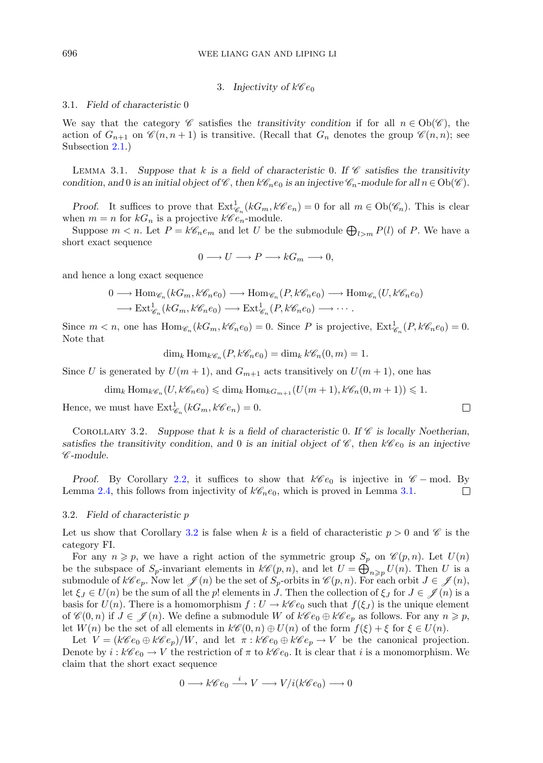## 3. *Injectivity of* $k\mathscr{C}e_0$

### 3.1. *Field of characteristic* 0

We say that the category $\mathscr{C}$ satisfies the *transitivity condition* if for all $n \in \mathrm{Ob}(\mathscr{C})$, the action of $G_{n+1}$ on $\mathscr{C}(n, n+1)$ is transitive. (Recall that $G_n$ denotes the group $\mathscr{C}(n,n)$; see Subsection 2.1.)

Lemma 3.1. *Suppose that $k$ is a field of characteristic* 0*. If $\mathscr{C}$ satisfies the transitivity condition, and* 0 *is an initial object of $\mathscr{C}$, then $k\mathscr{C}_n e_0$ is an injective $\mathscr{C}_n$-module for all $n \in \mathrm{Ob}(\mathscr{C})$.*

*Proof.* It suffices to prove that $\mathrm{Ext}^1_{\mathscr{C}_n}(kG_m, k\mathscr{C}e_n) = 0$ for all $m \in \mathrm{Ob}(\mathscr{C}_n)$. This is clear when $m = n$ for $kG_n$ is a projective $k\mathscr{C}e_n$-module.

Suppose $m < n$. Let $P = k\mathscr{C}_n e_m$ and let $U$ be the submodule $\bigoplus_{l>m} P(l)$ of $P$. We have a short exact sequence

$$0 \longrightarrow U \longrightarrow P \longrightarrow kG_m \longrightarrow 0,$$

and hence a long exact sequence

$$\begin{aligned} 0 \longrightarrow \mathrm{Hom}_{\mathscr{C}_n}(kG_m, k\mathscr{C}_n e_0) &\longrightarrow \mathrm{Hom}_{\mathscr{C}_n}(P, k\mathscr{C}_n e_0) \longrightarrow \mathrm{Hom}_{\mathscr{C}_n}(U, k\mathscr{C}_n e_0) \\ \longrightarrow \mathrm{Ext}^1_{\mathscr{C}_n}(kG_m, k\mathscr{C}_n e_0) &\longrightarrow \mathrm{Ext}^1_{\mathscr{C}_n}(P, k\mathscr{C}_n e_0) \longrightarrow \cdots. \end{aligned}$$

Since $m < n$, one has $\mathrm{Hom}_{\mathscr{C}_n}(kG_m, k\mathscr{C}_n e_0) = 0$. Since $P$ is projective, $\mathrm{Ext}^1_{\mathscr{C}_n}(P, k\mathscr{C}_n e_0) = 0$. Note that

$$\dim_k \mathrm{Hom}_{k\mathscr{C}_n}(P, k\mathscr{C}_n e_0) = \dim_k k\mathscr{C}_n(0, m) = 1.$$

Since $U$ is generated by $U(m+1)$, and $G_{m+1}$ acts transitively on $U(m+1)$, one has

$$\dim_k \mathrm{Hom}_{k\mathscr{C}_n}(U, k\mathscr{C}_n e_0) \leqslant \dim_k \mathrm{Hom}_{kG_{m+1}}(U(m+1), k\mathscr{C}_n(0, m+1)) \leqslant 1.$$

Hence, we must have $\mathrm{Ext}^1_{\mathscr{C}_n}(kG_m, k\mathscr{C}e_n) = 0$. □

Corollary 3.2. *Suppose that $k$ is a field of characteristic* 0*. If $\mathscr{C}$ is locally Noetherian, satisfies the transitivity condition, and* 0 *is an initial object of $\mathscr{C}$, then $k\mathscr{C}e_0$ is an injective $\mathscr{C}$-module.*

*Proof.* By Corollary 2.2, it suffices to show that $k\mathscr{C}e_0$ is injective in $\mathscr{C} - \mathrm{mod}$. By Lemma 2.4, this follows from injectivity of $k\mathscr{C}_n e_0$, which is proved in Lemma 3.1. □

### 3.2. *Field of characteristic* $p$

Let us show that Corollary 3.2 is false when $k$ is a field of characteristic $p > 0$ and $\mathscr{C}$ is the category FI.

For any $n \geqslant p$, we have a right action of the symmetric group $S_p$ on $\mathscr{C}(p, n)$. Let $U(n)$ be the subspace of $S_p$-invariant elements in $k\mathscr{C}(p, n)$, and let $U = \bigoplus_{n \geqslant p} U(n)$. Then $U$ is a submodule of $k\mathscr{C}e_p$. Now let $\mathscr{J}(n)$ be the set of $S_p$-orbits in $\mathscr{C}(p, n)$. For each orbit $J \in \mathscr{J}(n)$, let $\xi_J \in U(n)$ be the sum of all the $p!$ elements in $J$. Then the collection of $\xi_J$ for $J \in \mathscr{J}(n)$ is a basis for $U(n)$. There is a homomorphism $f : U \to k\mathscr{C}e_0$ such that $f(\xi_J)$ is the unique element of $\mathscr{C}(0, n)$ if $J \in \mathscr{J}(n)$. We define a submodule $W$ of $k\mathscr{C}e_0 \oplus k\mathscr{C}e_p$ as follows. For any $n \geqslant p$, let $W(n)$ be the set of all elements in $k\mathscr{C}(0, n) \oplus U(n)$ of the form $f(\xi) + \xi$ for $\xi \in U(n)$.

Let $V = (k\mathscr{C}e_0 \oplus k\mathscr{C}e_p)/W$, and let $\pi : k\mathscr{C}e_0 \oplus k\mathscr{C}e_p \to V$ be the canonical projection. Denote by $i : k\mathscr{C}e_0 \to V$ the restriction of $\pi$ to $k\mathscr{C}e_0$. It is clear that $i$ is a monomorphism. We claim that the short exact sequence

$$0 \longrightarrow k\mathscr{C}e_0 \xrightarrow{\ i\ } V \longrightarrow V/i(k\mathscr{C}e_0) \longrightarrow 0$$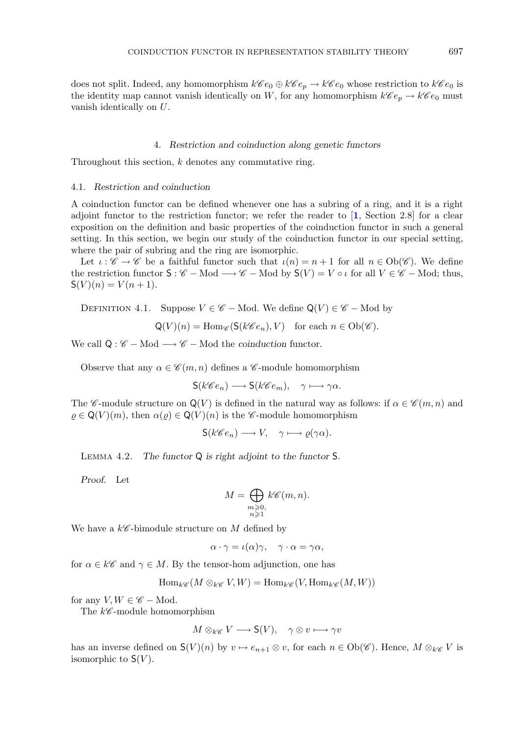does not split. Indeed, any homomorphism $k\mathscr{C}e_0 \oplus k\mathscr{C}e_p \to k\mathscr{C}e_0$ whose restriction to $k\mathscr{C}e_0$ is the identity map cannot vanish identically on $W$, for any homomorphism $k\mathscr{C}e_p \to k\mathscr{C}e_0$ must vanish identically on $U$.

## 4. *Restriction and coinduction along genetic functors*

Throughout this section, $k$ denotes any commutative ring.

### 4.1. *Restriction and coinduction*

A coinduction functor can be defined whenever one has a subring of a ring, and it is a right adjoint functor to the restriction functor; we refer the reader to [1, Section 2.8] for a clear exposition on the definition and basic properties of the coinduction functor in such a general setting. In this section, we begin our study of the coinduction functor in our special setting, where the pair of subring and the ring are isomorphic.

Let $\iota : \mathscr{C} \to \mathscr{C}$ be a faithful functor such that $\iota(n) = n+1$ for all $n \in \mathrm{Ob}(\mathscr{C})$. We define the restriction functor $\mathsf{S} : \mathscr{C} - \mathrm{Mod} \longrightarrow \mathscr{C} - \mathrm{Mod}$ by $\mathsf{S}(V) = V \circ \iota$ for all $V \in \mathscr{C} - \mathrm{Mod}$; thus, $\mathsf{S}(V)(n) = V(n+1)$.

Definition 4.1. Suppose $V \in \mathscr{C} - \mathrm{Mod}$. We define $\mathsf{Q}(V) \in \mathscr{C} - \mathrm{Mod}$ by

$$\mathsf{Q}(V)(n) = \mathrm{Hom}_{\mathscr{C}}(\mathsf{S}(k\mathscr{C}e_n), V) \quad \text{for each } n \in \mathrm{Ob}(\mathscr{C}).$$

We call $\mathsf{Q} : \mathscr{C} - \mathrm{Mod} \longrightarrow \mathscr{C} - \mathrm{Mod}$ the *coinduction* functor.

Observe that any $\alpha \in \mathscr{C}(m,n)$ defines a $\mathscr{C}$-module homomorphism

$$\mathsf{S}(k\mathscr{C}e_n) \longrightarrow \mathsf{S}(k\mathscr{C}e_m), \quad \gamma \longmapsto \gamma\alpha.$$

The $\mathscr{C}$-module structure on $\mathsf{Q}(V)$ is defined in the natural way as follows: if $\alpha \in \mathscr{C}(m,n)$ and $\varrho \in \mathsf{Q}(V)(m)$, then $\alpha(\varrho) \in \mathsf{Q}(V)(n)$ is the $\mathscr{C}$-module homomorphism

$$\mathsf{S}(k\mathscr{C}e_n) \longrightarrow V, \quad \gamma \longmapsto \varrho(\gamma\alpha).$$

Lemma 4.2. *The functor* $\mathsf{Q}$ *is right adjoint to the functor* $\mathsf{S}$.

*Proof.* Let

$$M = \bigoplus_{\substack{m \geqslant 0, \\ n \geqslant 1}} k\mathscr{C}(m,n).$$

We have a $k\mathscr{C}$-bimodule structure on $M$ defined by

$$\alpha \cdot \gamma = \iota(\alpha)\gamma, \quad \gamma \cdot \alpha = \gamma\alpha,$$

for $\alpha \in k\mathscr{C}$ and $\gamma \in M$. By the tensor-hom adjunction, one has

$$\mathrm{Hom}_{k\mathscr{C}}(M \otimes_{k\mathscr{C}} V, W) = \mathrm{Hom}_{k\mathscr{C}}(V, \mathrm{Hom}_{k\mathscr{C}}(M, W))$$

for any $V, W \in \mathscr{C} - \mathrm{Mod}$.

The $k\mathscr{C}$-module homomorphism

$$M \otimes_{k\mathscr{C}} V \longrightarrow \mathsf{S}(V), \quad \gamma \otimes v \longmapsto \gamma v$$

has an inverse defined on $\mathsf{S}(V)(n)$ by $v \mapsto e_{n+1} \otimes v$, for each $n \in \mathrm{Ob}(\mathscr{C})$. Hence, $M \otimes_{k\mathscr{C}} V$ is isomorphic to $\mathsf{S}(V)$.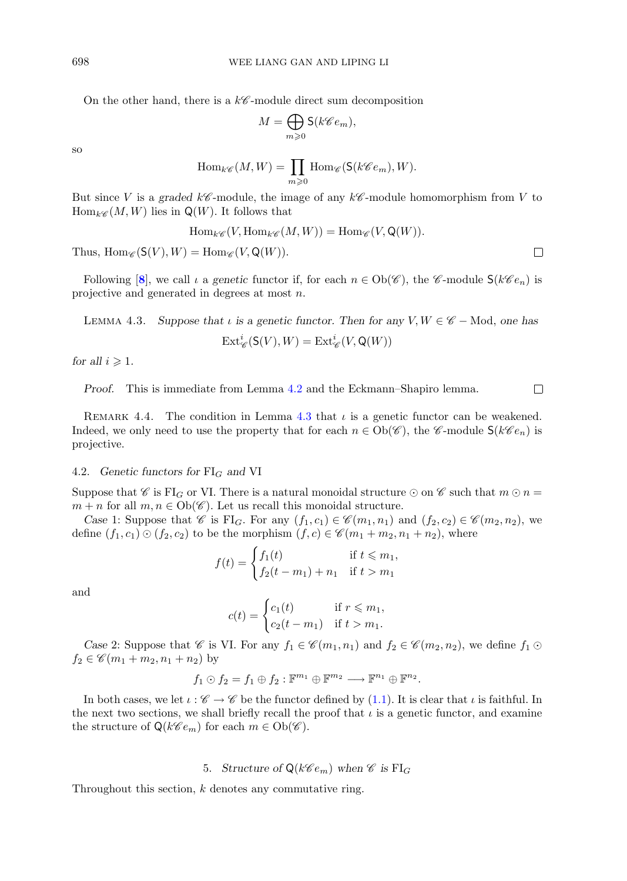On the other hand, there is a $k\mathscr{C}$-module direct sum decomposition

$$M = \bigoplus_{m \geqslant 0} \mathsf{S}(k\mathscr{C}e_m),$$

so

$$\mathrm{Hom}_{k\mathscr{C}}(M, W) = \prod_{m \geqslant 0} \mathrm{Hom}_{\mathscr{C}}(\mathsf{S}(k\mathscr{C}e_m), W).$$

But since $V$ is a *graded* $k\mathscr{C}$-module, the image of any $k\mathscr{C}$-module homomorphism from $V$ to $\mathrm{Hom}_{k\mathscr{C}}(M, W)$ lies in $\mathsf{Q}(W)$. It follows that

$$\mathrm{Hom}_{k\mathscr{C}}(V, \mathrm{Hom}_{k\mathscr{C}}(M, W)) = \mathrm{Hom}_{\mathscr{C}}(V, \mathsf{Q}(W)).$$

Thus, $\mathrm{Hom}_{\mathscr{C}}(\mathsf{S}(V), W) = \mathrm{Hom}_{\mathscr{C}}(V, \mathsf{Q}(W))$. ☐

Following [8], we call $\iota$ a *genetic* functor if, for each $n \in \mathrm{Ob}(\mathscr{C})$, the $\mathscr{C}$-module $\mathsf{S}(k\mathscr{C}e_n)$ is projective and generated in degrees at most $n$.

LEMMA 4.3. *Suppose that $\iota$ is a genetic functor. Then for any $V, W \in \mathscr{C} - \mathrm{Mod}$, one has*

$$\mathrm{Ext}^i_{\mathscr{C}}(\mathsf{S}(V), W) = \mathrm{Ext}^i_{\mathscr{C}}(V, \mathsf{Q}(W))$$

*for all $i \geqslant 1$.*

*Proof.* This is immediate from Lemma 4.2 and the Eckmann–Shapiro lemma. ☐

REMARK 4.4. The condition in Lemma 4.3 that $\iota$ is a genetic functor can be weakened. Indeed, we only need to use the property that for each $n \in \mathrm{Ob}(\mathscr{C})$, the $\mathscr{C}$-module $\mathsf{S}(k\mathscr{C}e_n)$ is projective.

### 4.2. *Genetic functors for* $\mathrm{FI}_G$ *and* VI

Suppose that $\mathscr{C}$ is $\mathrm{FI}_G$ or VI. There is a natural monoidal structure $\odot$ on $\mathscr{C}$ such that $m \odot n = m + n$ for all $m, n \in \mathrm{Ob}(\mathscr{C})$. Let us recall this monoidal structure.

*Case* 1: Suppose that $\mathscr{C}$ is $\mathrm{FI}_G$. For any $(f_1, c_1) \in \mathscr{C}(m_1, n_1)$ and $(f_2, c_2) \in \mathscr{C}(m_2, n_2)$, we define $(f_1, c_1) \odot (f_2, c_2)$ to be the morphism $(f, c) \in \mathscr{C}(m_1 + m_2, n_1 + n_2)$, where

$$f(t) = \begin{cases} f_1(t) & \text{if } t \leqslant m_1, \\ f_2(t - m_1) + n_1 & \text{if } t > m_1 \end{cases}$$

and

$$c(t) = \begin{cases} c_1(t) & \text{if } r \leqslant m_1, \\ c_2(t - m_1) & \text{if } t > m_1. \end{cases}$$

*Case* 2: Suppose that $\mathscr{C}$ is VI. For any $f_1 \in \mathscr{C}(m_1, n_1)$ and $f_2 \in \mathscr{C}(m_2, n_2)$, we define $f_1 \odot f_2 \in \mathscr{C}(m_1 + m_2, n_1 + n_2)$ by

$$f_1 \odot f_2 = f_1 \oplus f_2 : \mathbb{F}^{m_1} \oplus \mathbb{F}^{m_2} \longrightarrow \mathbb{F}^{n_1} \oplus \mathbb{F}^{n_2}.$$

In both cases, we let $\iota : \mathscr{C} \to \mathscr{C}$ be the functor defined by (1.1). It is clear that $\iota$ is faithful. In the next two sections, we shall briefly recall the proof that $\iota$ is a genetic functor, and examine the structure of $\mathsf{Q}(k\mathscr{C}e_m)$ for each $m \in \mathrm{Ob}(\mathscr{C})$.

## 5. *Structure of* $\mathsf{Q}(k\mathscr{C}e_m)$ *when* $\mathscr{C}$ *is* $\mathrm{FI}_G$

Throughout this section, $k$ denotes any commutative ring.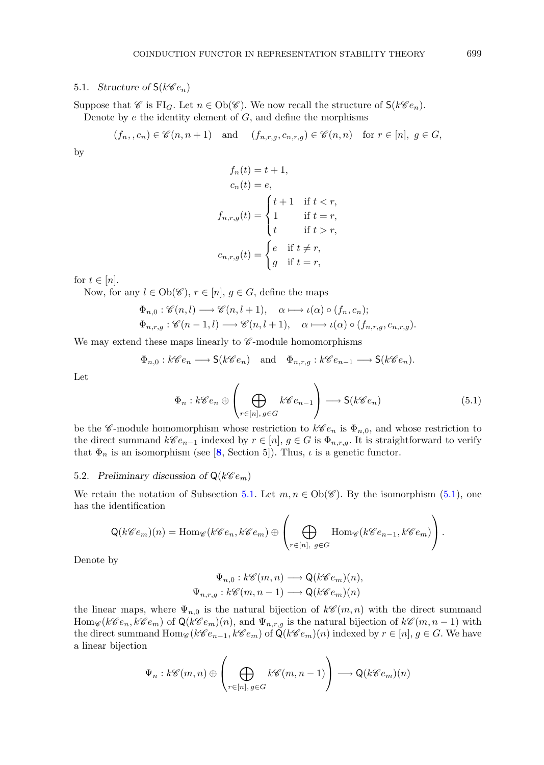### 5.1. *Structure of* $\mathsf{S}(k\mathscr{C}e_n)$

Suppose that $\mathscr{C}$ is $\mathrm{FI}_G$. Let $n \in \mathrm{Ob}(\mathscr{C})$. We now recall the structure of $\mathsf{S}(k\mathscr{C}e_n)$.

Denote by $e$ the identity element of $G$, and define the morphisms

$$(f_n, , c_n) \in \mathscr{C}(n, n+1) \quad \text{and} \quad (f_{n,r,g}, c_{n,r,g}) \in \mathscr{C}(n,n) \quad \text{for } r \in [n],\ g \in G,$$

by

$$f_n(t) = t+1,$$
$$c_n(t) = e,$$
$$f_{n,r,g}(t) = \begin{cases} t+1 & \text{if } t < r, \\ 1 & \text{if } t = r, \\ t & \text{if } t > r, \end{cases}$$
$$c_{n,r,g}(t) = \begin{cases} e & \text{if } t \neq r, \\ g & \text{if } t = r, \end{cases}$$

for $t \in [n]$.

Now, for any $l \in \mathrm{Ob}(\mathscr{C})$, $r \in [n]$, $g \in G$, define the maps

$$\Phi_{n,0} : \mathscr{C}(n,l) \longrightarrow \mathscr{C}(n, l+1), \quad \alpha \longmapsto \iota(\alpha) \circ (f_n, c_n);$$
$$\Phi_{n,r,g} : \mathscr{C}(n-1,l) \longrightarrow \mathscr{C}(n, l+1), \quad \alpha \longmapsto \iota(\alpha) \circ (f_{n,r,g}, c_{n,r,g}).$$

We may extend these maps linearly to $\mathscr{C}$-module homomorphisms

$$\Phi_{n,0} : k\mathscr{C}e_n \longrightarrow \mathsf{S}(k\mathscr{C}e_n) \quad \text{and} \quad \Phi_{n,r,g} : k\mathscr{C}e_{n-1} \longrightarrow \mathsf{S}(k\mathscr{C}e_n).$$

Let

$$\Phi_n : k\mathscr{C}e_n \oplus \left( \bigoplus_{r\in[n],\, g\in G} k\mathscr{C}e_{n-1} \right) \longrightarrow \mathsf{S}(k\mathscr{C}e_n) \tag{5.1}$$

be the $\mathscr{C}$-module homomorphism whose restriction to $k\mathscr{C}e_n$ is $\Phi_{n,0}$, and whose restriction to the direct summand $k\mathscr{C}e_{n-1}$ indexed by $r \in [n]$, $g \in G$ is $\Phi_{n,r,g}$. It is straightforward to verify that $\Phi_n$ is an isomorphism (see [8, Section 5]). Thus, $\iota$ is a genetic functor.

### 5.2. *Preliminary discussion of* $\mathsf{Q}(k\mathscr{C}e_m)$

We retain the notation of Subsection 5.1. Let $m, n \in \mathrm{Ob}(\mathscr{C})$. By the isomorphism (5.1), one has the identification

$$\mathsf{Q}(k\mathscr{C}e_m)(n) = \mathrm{Hom}_{\mathscr{C}}(k\mathscr{C}e_n, k\mathscr{C}e_m) \oplus \left( \bigoplus_{r\in[n],\ g\in G} \mathrm{Hom}_{\mathscr{C}}(k\mathscr{C}e_{n-1}, k\mathscr{C}e_m) \right).$$

Denote by

$$\Psi_{n,0} : k\mathscr{C}(m,n) \longrightarrow \mathsf{Q}(k\mathscr{C}e_m)(n),$$
$$\Psi_{n,r,g} : k\mathscr{C}(m,n-1) \longrightarrow \mathsf{Q}(k\mathscr{C}e_m)(n)$$

the linear maps, where $\Psi_{n,0}$ is the natural bijection of $k\mathscr{C}(m,n)$ with the direct summand $\mathrm{Hom}_{\mathscr{C}}(k\mathscr{C}e_n, k\mathscr{C}e_m)$ of $\mathsf{Q}(k\mathscr{C}e_m)(n)$, and $\Psi_{n,r,g}$ is the natural bijection of $k\mathscr{C}(m, n-1)$ with the direct summand $\mathrm{Hom}_{\mathscr{C}}(k\mathscr{C}e_{n-1}, k\mathscr{C}e_m)$ of $\mathsf{Q}(k\mathscr{C}e_m)(n)$ indexed by $r \in [n]$, $g \in G$. We have a linear bijection

$$\Psi_n : k\mathscr{C}(m,n) \oplus \left( \bigoplus_{r\in[n],\, g\in G} k\mathscr{C}(m, n-1) \right) \longrightarrow \mathsf{Q}(k\mathscr{C}e_m)(n)$$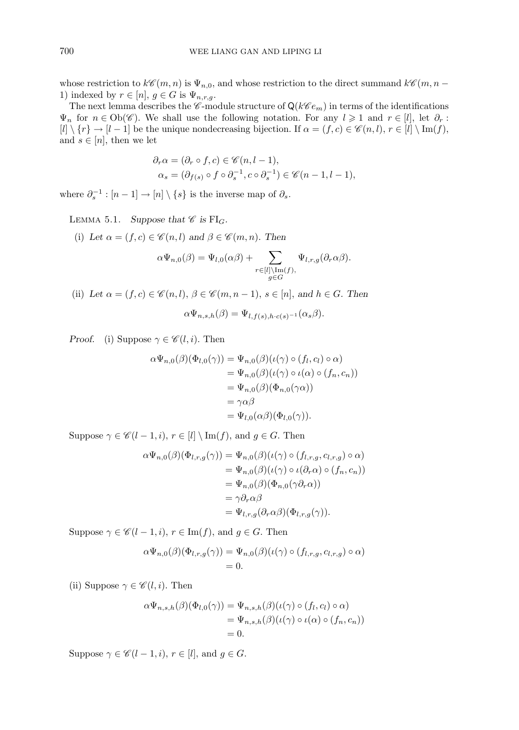whose restriction to $k\mathscr{C}(m,n)$ is $\Psi_{n,0}$, and whose restriction to the direct summand $k\mathscr{C}(m,n-1)$ indexed by $r \in [n]$, $g \in G$ is $\Psi_{n,r,g}$.

The next lemma describes the $\mathscr{C}$-module structure of $\mathsf{Q}(k\mathscr{C}e_m)$ in terms of the identifications $\Psi_n$ for $n \in \mathrm{Ob}(\mathscr{C})$. We shall use the following notation. For any $l \geqslant 1$ and $r \in [l]$, let $\partial_r : [l] \setminus \{r\} \to [l-1]$ be the unique nondecreasing bijection. If $\alpha = (f,c) \in \mathscr{C}(n,l)$, $r \in [l] \setminus \mathrm{Im}(f)$, and $s \in [n]$, then we let

$$\begin{aligned} \partial_r \alpha &= (\partial_r \circ f, c) \in \mathscr{C}(n, l-1), \\ \alpha_s &= (\partial_{f(s)} \circ f \circ \partial_s^{-1}, c \circ \partial_s^{-1}) \in \mathscr{C}(n-1, l-1), \end{aligned}$$

where $\partial_s^{-1} : [n-1] \to [n] \setminus \{s\}$ is the inverse map of $\partial_s$.

Lemma 5.1. *Suppose that $\mathscr{C}$ is $\mathrm{FI}_G$.*

(i) *Let $\alpha = (f,c) \in \mathscr{C}(n,l)$ and $\beta \in \mathscr{C}(m,n)$. Then*

$$\alpha \Psi_{n,0}(\beta) = \Psi_{l,0}(\alpha\beta) + \sum_{\substack{r \in [l] \setminus \mathrm{Im}(f), \\ g \in G}} \Psi_{l,r,g}(\partial_r \alpha\beta).$$

(ii) *Let $\alpha = (f,c) \in \mathscr{C}(n,l)$, $\beta \in \mathscr{C}(m,n-1)$, $s \in [n]$, and $h \in G$. Then*

$$\alpha \Psi_{n,s,h}(\beta) = \Psi_{l,f(s),h\cdot c(s)^{-1}}(\alpha_s \beta).$$

*Proof.* (i) Suppose $\gamma \in \mathscr{C}(l,i)$. Then

$$\begin{aligned} \alpha \Psi_{n,0}(\beta)(\Phi_{l,0}(\gamma)) &= \Psi_{n,0}(\beta)(\iota(\gamma) \circ (f_l, c_l) \circ \alpha) \\ &= \Psi_{n,0}(\beta)(\iota(\gamma) \circ \iota(\alpha) \circ (f_n, c_n)) \\ &= \Psi_{n,0}(\beta)(\Phi_{n,0}(\gamma\alpha)) \\ &= \gamma\alpha\beta \\ &= \Psi_{l,0}(\alpha\beta)(\Phi_{l,0}(\gamma)). \end{aligned}$$

Suppose $\gamma \in \mathscr{C}(l-1,i)$, $r \in [l] \setminus \mathrm{Im}(f)$, and $g \in G$. Then

$$\begin{aligned} \alpha \Psi_{n,0}(\beta)(\Phi_{l,r,g}(\gamma)) &= \Psi_{n,0}(\beta)(\iota(\gamma) \circ (f_{l,r,g}, c_{l,r,g}) \circ \alpha) \\ &= \Psi_{n,0}(\beta)(\iota(\gamma) \circ \iota(\partial_r \alpha) \circ (f_n, c_n)) \\ &= \Psi_{n,0}(\beta)(\Phi_{n,0}(\gamma \partial_r \alpha)) \\ &= \gamma \partial_r \alpha \beta \\ &= \Psi_{l,r,g}(\partial_r \alpha\beta)(\Phi_{l,r,g}(\gamma)). \end{aligned}$$

Suppose $\gamma \in \mathscr{C}(l-1,i)$, $r \in \mathrm{Im}(f)$, and $g \in G$. Then

$$\begin{aligned} \alpha \Psi_{n,0}(\beta)(\Phi_{l,r,g}(\gamma)) &= \Psi_{n,0}(\beta)(\iota(\gamma) \circ (f_{l,r,g}, c_{l,r,g}) \circ \alpha) \\ &= 0. \end{aligned}$$

(ii) Suppose $\gamma \in \mathscr{C}(l,i)$. Then

$$\begin{aligned} \alpha \Psi_{n,s,h}(\beta)(\Phi_{l,0}(\gamma)) &= \Psi_{n,s,h}(\beta)(\iota(\gamma) \circ (f_l, c_l) \circ \alpha) \\ &= \Psi_{n,s,h}(\beta)(\iota(\gamma) \circ \iota(\alpha) \circ (f_n, c_n)) \\ &= 0. \end{aligned}$$

Suppose $\gamma \in \mathscr{C}(l-1,i)$, $r \in [l]$, and $g \in G$.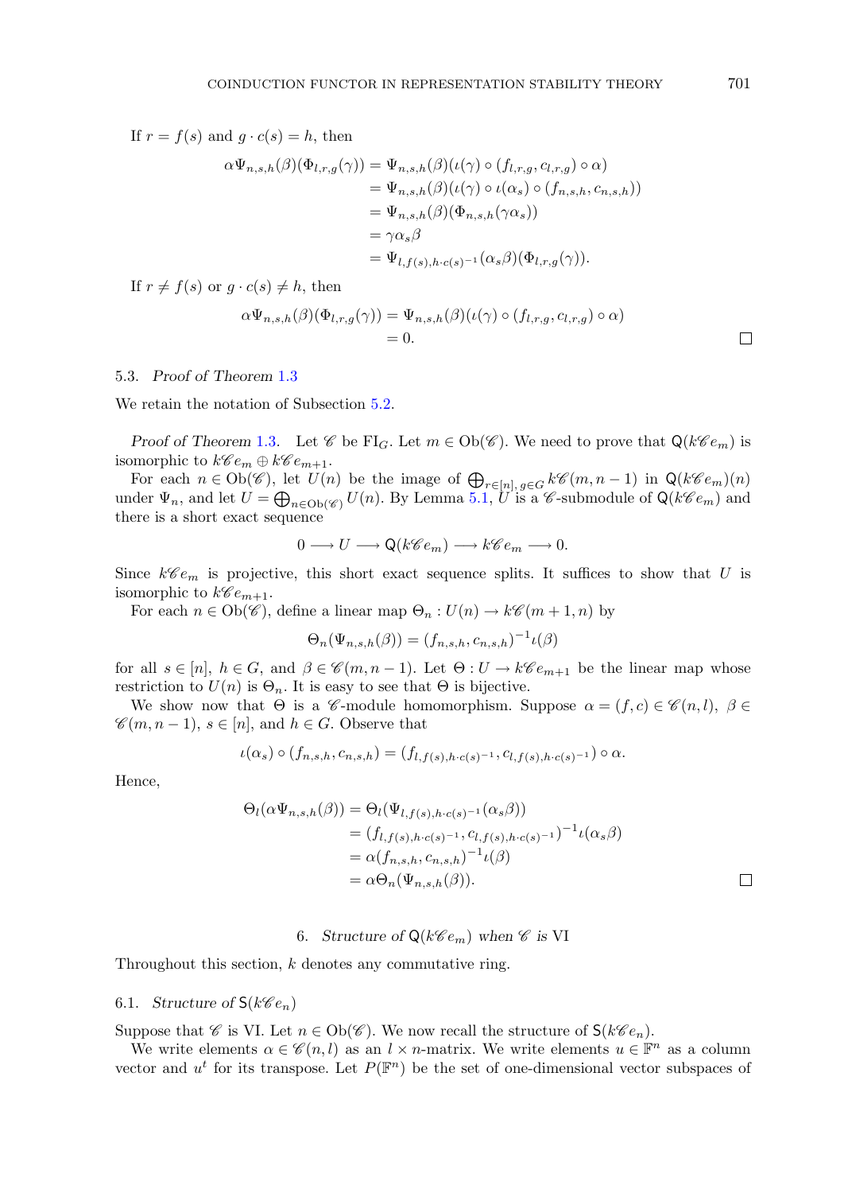If $r = f(s)$ and $g \cdot c(s) = h$, then

$$\begin{aligned}
\alpha\Psi_{n,s,h}(\beta)(\Phi_{l,r,g}(\gamma)) &= \Psi_{n,s,h}(\beta)(\iota(\gamma) \circ (f_{l,r,g}, c_{l,r,g}) \circ \alpha) \\
&= \Psi_{n,s,h}(\beta)(\iota(\gamma) \circ \iota(\alpha_s) \circ (f_{n,s,h}, c_{n,s,h})) \\
&= \Psi_{n,s,h}(\beta)(\Phi_{n,s,h}(\gamma\alpha_s)) \\
&= \gamma\alpha_s\beta \\
&= \Psi_{l,f(s),h\cdot c(s)^{-1}}(\alpha_s\beta)(\Phi_{l,r,g}(\gamma)).
\end{aligned}$$

If $r \neq f(s)$ or $g \cdot c(s) \neq h$, then

$$\begin{aligned}
\alpha\Psi_{n,s,h}(\beta)(\Phi_{l,r,g}(\gamma)) &= \Psi_{n,s,h}(\beta)(\iota(\gamma) \circ (f_{l,r,g}, c_{l,r,g}) \circ \alpha) \\
&= 0.
\end{aligned}$$

□

### 5.3. *Proof of Theorem* 1.3

We retain the notation of Subsection 5.2.

*Proof of Theorem* 1.3. Let $\mathscr{C}$ be $\mathrm{FI}_G$. Let $m \in \mathrm{Ob}(\mathscr{C})$. We need to prove that $\mathsf{Q}(k\mathscr{C}e_m)$ is isomorphic to $k\mathscr{C}e_m \oplus k\mathscr{C}e_{m+1}$.

For each $n \in \mathrm{Ob}(\mathscr{C})$, let $U(n)$ be the image of $\bigoplus_{r\in[n],\, g\in G} k\mathscr{C}(m, n-1)$ in $\mathsf{Q}(k\mathscr{C}e_m)(n)$ under $\Psi_n$, and let $U = \bigoplus_{n\in\mathrm{Ob}(\mathscr{C})} U(n)$. By Lemma 5.1, $U$ is a $\mathscr{C}$-submodule of $\mathsf{Q}(k\mathscr{C}e_m)$ and there is a short exact sequence

$$0 \longrightarrow U \longrightarrow \mathsf{Q}(k\mathscr{C}e_m) \longrightarrow k\mathscr{C}e_m \longrightarrow 0.$$

Since $k\mathscr{C}e_m$ is projective, this short exact sequence splits. It suffices to show that $U$ is isomorphic to $k\mathscr{C}e_{m+1}$.

For each $n \in \mathrm{Ob}(\mathscr{C})$, define a linear map $\Theta_n : U(n) \to k\mathscr{C}(m+1, n)$ by

$$\Theta_n(\Psi_{n,s,h}(\beta)) = (f_{n,s,h}, c_{n,s,h})^{-1}\iota(\beta)$$

for all $s \in [n]$, $h \in G$, and $\beta \in \mathscr{C}(m, n-1)$. Let $\Theta : U \to k\mathscr{C}e_{m+1}$ be the linear map whose restriction to $U(n)$ is $\Theta_n$. It is easy to see that $\Theta$ is bijective.

We show now that $\Theta$ is a $\mathscr{C}$-module homomorphism. Suppose $\alpha = (f, c) \in \mathscr{C}(n, l)$, $\beta \in \mathscr{C}(m, n-1)$, $s \in [n]$, and $h \in G$. Observe that

$$\iota(\alpha_s) \circ (f_{n,s,h}, c_{n,s,h}) = (f_{l,f(s),h\cdot c(s)^{-1}}, c_{l,f(s),h\cdot c(s)^{-1}}) \circ \alpha.$$

Hence,

$$\begin{aligned}
\Theta_l(\alpha\Psi_{n,s,h}(\beta)) &= \Theta_l(\Psi_{l,f(s),h\cdot c(s)^{-1}}(\alpha_s\beta)) \\
&= (f_{l,f(s),h\cdot c(s)^{-1}}, c_{l,f(s),h\cdot c(s)^{-1}})^{-1}\iota(\alpha_s\beta) \\
&= \alpha(f_{n,s,h}, c_{n,s,h})^{-1}\iota(\beta) \\
&= \alpha\Theta_n(\Psi_{n,s,h}(\beta)).
\end{aligned}$$

□

## 6. *Structure of* $\mathsf{Q}(k\mathscr{C}e_m)$ *when* $\mathscr{C}$ *is* VI

Throughout this section, $k$ denotes any commutative ring.

### 6.1. *Structure of* $\mathsf{S}(k\mathscr{C}e_n)$

Suppose that $\mathscr{C}$ is VI. Let $n \in \mathrm{Ob}(\mathscr{C})$. We now recall the structure of $\mathsf{S}(k\mathscr{C}e_n)$.

We write elements $\alpha \in \mathscr{C}(n, l)$ as an $l \times n$-matrix. We write elements $u \in \mathbb{F}^n$ as a column vector and $u^t$ for its transpose. Let $P(\mathbb{F}^n)$ be the set of one-dimensional vector subspaces of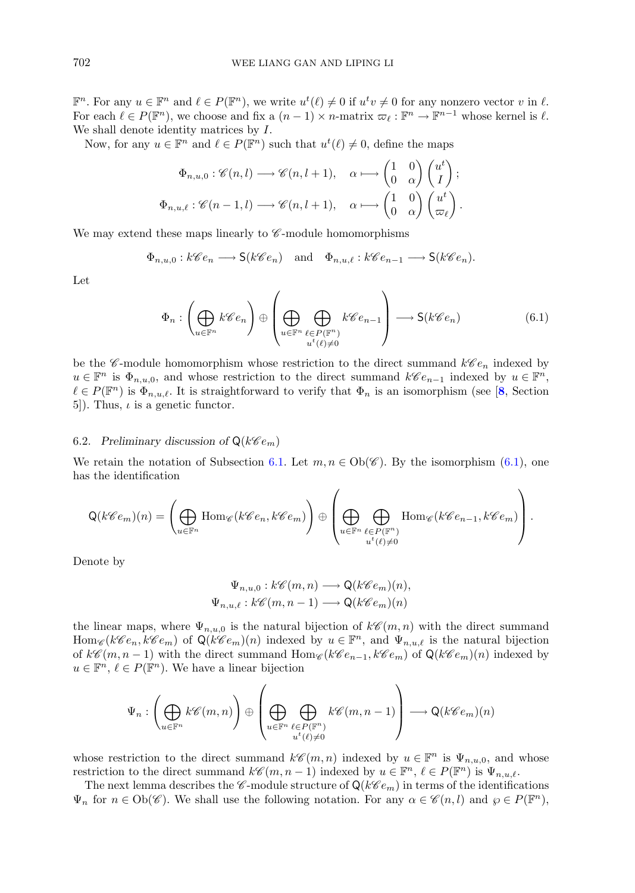$\mathbb{F}^n$. For any $u \in \mathbb{F}^n$ and $\ell \in P(\mathbb{F}^n)$, we write $u^t(\ell) \neq 0$ if $u^t v \neq 0$ for any nonzero vector $v$ in $\ell$. For each $\ell \in P(\mathbb{F}^n)$, we choose and fix a $(n-1) \times n$-matrix $\varpi_\ell : \mathbb{F}^n \to \mathbb{F}^{n-1}$ whose kernel is $\ell$. We shall denote identity matrices by $I$.

Now, for any $u \in \mathbb{F}^n$ and $\ell \in P(\mathbb{F}^n)$ such that $u^t(\ell) \neq 0$, define the maps

$$\Phi_{n,u,0} : \mathscr{C}(n, l) \longrightarrow \mathscr{C}(n, l+1), \quad \alpha \longmapsto \begin{pmatrix} 1 & 0 \\ 0 & \alpha \end{pmatrix} \begin{pmatrix} u^t \\ I \end{pmatrix};$$

$$\Phi_{n,u,\ell} : \mathscr{C}(n-1, l) \longrightarrow \mathscr{C}(n, l+1), \quad \alpha \longmapsto \begin{pmatrix} 1 & 0 \\ 0 & \alpha \end{pmatrix} \begin{pmatrix} u^t \\ \varpi_\ell \end{pmatrix}.$$

We may extend these maps linearly to $\mathscr{C}$-module homomorphisms

$$\Phi_{n,u,0} : k\mathscr{C}e_n \longrightarrow \mathsf{S}(k\mathscr{C}e_n) \quad \text{and} \quad \Phi_{n,u,\ell} : k\mathscr{C}e_{n-1} \longrightarrow \mathsf{S}(k\mathscr{C}e_n).$$

Let

$$\Phi_n : \left( \bigoplus_{u \in \mathbb{F}^n} k\mathscr{C}e_n \right) \oplus \left( \bigoplus_{u \in \mathbb{F}^n} \bigoplus_{\substack{\ell \in P(\mathbb{F}^n) \\ u^t(\ell) \neq 0}} k\mathscr{C}e_{n-1} \right) \longrightarrow \mathsf{S}(k\mathscr{C}e_n) \tag{6.1}$$

be the $\mathscr{C}$-module homomorphism whose restriction to the direct summand $k\mathscr{C}e_n$ indexed by $u \in \mathbb{F}^n$ is $\Phi_{n,u,0}$, and whose restriction to the direct summand $k\mathscr{C}e_{n-1}$ indexed by $u \in \mathbb{F}^n$, $\ell \in P(\mathbb{F}^n)$ is $\Phi_{n,u,\ell}$. It is straightforward to verify that $\Phi_n$ is an isomorphism (see [8, Section 5]). Thus, $\iota$ is a genetic functor.

### 6.2. *Preliminary discussion of* $\mathsf{Q}(k\mathscr{C}e_m)$

We retain the notation of Subsection 6.1. Let $m, n \in \mathrm{Ob}(\mathscr{C})$. By the isomorphism (6.1), one has the identification

$$\mathsf{Q}(k\mathscr{C}e_m)(n) = \left( \bigoplus_{u \in \mathbb{F}^n} \mathrm{Hom}_{\mathscr{C}}(k\mathscr{C}e_n, k\mathscr{C}e_m) \right) \oplus \left( \bigoplus_{u \in \mathbb{F}^n} \bigoplus_{\substack{\ell \in P(\mathbb{F}^n) \\ u^t(\ell) \neq 0}} \mathrm{Hom}_{\mathscr{C}}(k\mathscr{C}e_{n-1}, k\mathscr{C}e_m) \right).$$

Denote by

$$\Psi_{n,u,0} : k\mathscr{C}(m, n) \longrightarrow \mathsf{Q}(k\mathscr{C}e_m)(n),$$
$$\Psi_{n,u,\ell} : k\mathscr{C}(m, n-1) \longrightarrow \mathsf{Q}(k\mathscr{C}e_m)(n)$$

the linear maps, where $\Psi_{n,u,0}$ is the natural bijection of $k\mathscr{C}(m, n)$ with the direct summand $\mathrm{Hom}_{\mathscr{C}}(k\mathscr{C}e_n, k\mathscr{C}e_m)$ of $\mathsf{Q}(k\mathscr{C}e_m)(n)$ indexed by $u \in \mathbb{F}^n$, and $\Psi_{n,u,\ell}$ is the natural bijection of $k\mathscr{C}(m, n-1)$ with the direct summand $\mathrm{Hom}_{\mathscr{C}}(k\mathscr{C}e_{n-1}, k\mathscr{C}e_m)$ of $\mathsf{Q}(k\mathscr{C}e_m)(n)$ indexed by $u \in \mathbb{F}^n$, $\ell \in P(\mathbb{F}^n)$. We have a linear bijection

$$\Psi_n : \left( \bigoplus_{u \in \mathbb{F}^n} k\mathscr{C}(m, n) \right) \oplus \left( \bigoplus_{u \in \mathbb{F}^n} \bigoplus_{\substack{\ell \in P(\mathbb{F}^n) \\ u^t(\ell) \neq 0}} k\mathscr{C}(m, n-1) \right) \longrightarrow \mathsf{Q}(k\mathscr{C}e_m)(n)$$

whose restriction to the direct summand $k\mathscr{C}(m, n)$ indexed by $u \in \mathbb{F}^n$ is $\Psi_{n,u,0}$, and whose restriction to the direct summand $k\mathscr{C}(m, n-1)$ indexed by $u \in \mathbb{F}^n$, $\ell \in P(\mathbb{F}^n)$ is $\Psi_{n,u,\ell}$.

The next lemma describes the $\mathscr{C}$-module structure of $\mathsf{Q}(k\mathscr{C}e_m)$ in terms of the identifications $\Psi_n$ for $n \in \mathrm{Ob}(\mathscr{C})$. We shall use the following notation. For any $\alpha \in \mathscr{C}(n, l)$ and $\wp \in P(\mathbb{F}^n)$,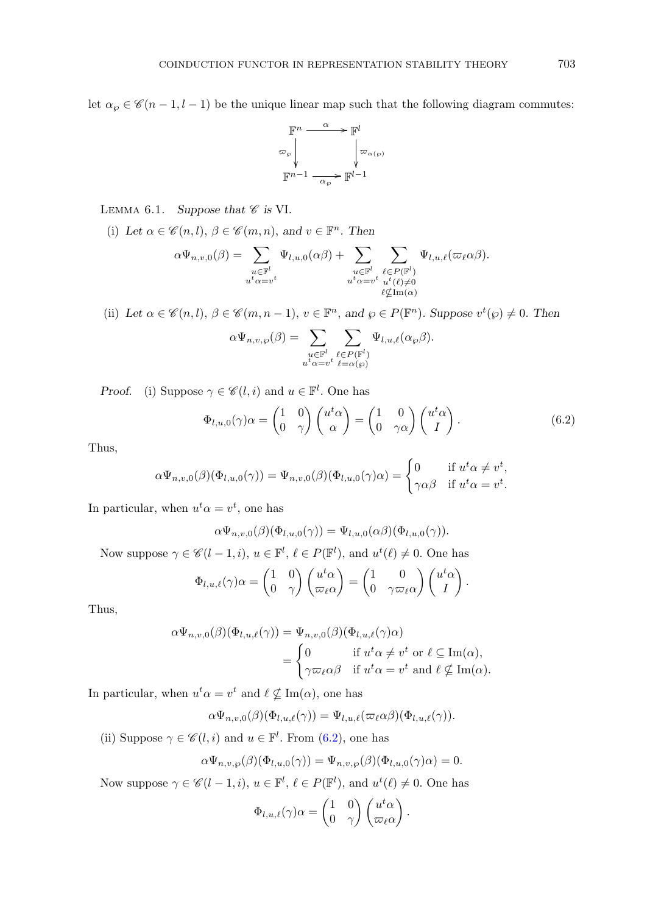let $\alpha_\wp \in \mathscr{C}(n-1, l-1)$ be the unique linear map such that the following diagram commutes:

$$\begin{array}{ccc} \mathbb{F}^n & \xrightarrow{\alpha} & \mathbb{F}^l \\ \varpi_\wp \big\downarrow & & \big\downarrow \varpi_{\alpha(\wp)} \\ \mathbb{F}^{n-1} & \xrightarrow[\alpha_\wp]{} & \mathbb{F}^{l-1} \end{array}$$

LEMMA 6.1. *Suppose that $\mathscr{C}$ is* VI.

(i) *Let $\alpha \in \mathscr{C}(n,l)$, $\beta \in \mathscr{C}(m,n)$, and $v \in \mathbb{F}^n$. Then*

$$\alpha \Psi_{n,v,0}(\beta) = \sum_{\substack{u \in \mathbb{F}^l \\ u^t\alpha = v^t}} \Psi_{l,u,0}(\alpha\beta) + \sum_{\substack{u \in \mathbb{F}^l \\ u^t\alpha = v^t}} \sum_{\substack{\ell \in P(\mathbb{F}^l) \\ u^t(\ell) \neq 0 \\ \ell \nsubseteq \mathrm{Im}(\alpha)}} \Psi_{l,u,\ell}(\varpi_\ell \alpha\beta).$$

(ii) *Let $\alpha \in \mathscr{C}(n,l)$, $\beta \in \mathscr{C}(m,n-1)$, $v \in \mathbb{F}^n$, and $\wp \in P(\mathbb{F}^n)$. Suppose $v^t(\wp) \neq 0$. Then*

$$\alpha \Psi_{n,v,\wp}(\beta) = \sum_{\substack{u \in \mathbb{F}^l \\ u^t\alpha = v^t}} \sum_{\substack{\ell \in P(\mathbb{F}^l) \\ \ell = \alpha(\wp)}} \Psi_{l,u,\ell}(\alpha_\wp \beta).$$

*Proof.* (i) Suppose $\gamma \in \mathscr{C}(l,i)$ and $u \in \mathbb{F}^l$. One has

$$\Phi_{l,u,0}(\gamma)\alpha = \begin{pmatrix} 1 & 0 \\ 0 & \gamma \end{pmatrix} \begin{pmatrix} u^t\alpha \\ \alpha \end{pmatrix} = \begin{pmatrix} 1 & 0 \\ 0 & \gamma\alpha \end{pmatrix} \begin{pmatrix} u^t\alpha \\ I \end{pmatrix}. \tag{6.2}$$

Thus,

$$\alpha \Psi_{n,v,0}(\beta)(\Phi_{l,u,0}(\gamma)) = \Psi_{n,v,0}(\beta)(\Phi_{l,u,0}(\gamma)\alpha) = \begin{cases} 0 & \text{if } u^t\alpha \neq v^t, \\ \gamma\alpha\beta & \text{if } u^t\alpha = v^t. \end{cases}$$

In particular, when $u^t\alpha = v^t$, one has

$$\alpha \Psi_{n,v,0}(\beta)(\Phi_{l,u,0}(\gamma)) = \Psi_{l,u,0}(\alpha\beta)(\Phi_{l,u,0}(\gamma)).$$

Now suppose $\gamma \in \mathscr{C}(l-1,i)$, $u \in \mathbb{F}^l$, $\ell \in P(\mathbb{F}^l)$, and $u^t(\ell) \neq 0$. One has

$$\Phi_{l,u,\ell}(\gamma)\alpha = \begin{pmatrix} 1 & 0 \\ 0 & \gamma \end{pmatrix} \begin{pmatrix} u^t\alpha \\ \varpi_\ell\alpha \end{pmatrix} = \begin{pmatrix} 1 & 0 \\ 0 & \gamma\varpi_\ell\alpha \end{pmatrix} \begin{pmatrix} u^t\alpha \\ I \end{pmatrix}.$$

Thus,

$$\begin{aligned} \alpha \Psi_{n,v,0}(\beta)(\Phi_{l,u,\ell}(\gamma)) &= \Psi_{n,v,0}(\beta)(\Phi_{l,u,\ell}(\gamma)\alpha) \\ &= \begin{cases} 0 & \text{if } u^t\alpha \neq v^t \text{ or } \ell \subseteq \mathrm{Im}(\alpha), \\ \gamma\varpi_\ell\alpha\beta & \text{if } u^t\alpha = v^t \text{ and } \ell \nsubseteq \mathrm{Im}(\alpha). \end{cases} \end{aligned}$$

In particular, when $u^t\alpha = v^t$ and $\ell \nsubseteq \mathrm{Im}(\alpha)$, one has

$$\alpha \Psi_{n,v,0}(\beta)(\Phi_{l,u,\ell}(\gamma)) = \Psi_{l,u,\ell}(\varpi_\ell\alpha\beta)(\Phi_{l,u,\ell}(\gamma)).$$

(ii) Suppose $\gamma \in \mathscr{C}(l,i)$ and $u \in \mathbb{F}^l$. From (6.2), one has

$$\alpha \Psi_{n,v,\wp}(\beta)(\Phi_{l,u,0}(\gamma)) = \Psi_{n,v,\wp}(\beta)(\Phi_{l,u,0}(\gamma)\alpha) = 0.$$

Now suppose $\gamma \in \mathscr{C}(l-1,i)$, $u \in \mathbb{F}^l$, $\ell \in P(\mathbb{F}^l)$, and $u^t(\ell) \neq 0$. One has

$$\Phi_{l,u,\ell}(\gamma)\alpha = \begin{pmatrix} 1 & 0 \\ 0 & \gamma \end{pmatrix} \begin{pmatrix} u^t\alpha \\ \varpi_\ell\alpha \end{pmatrix}.$$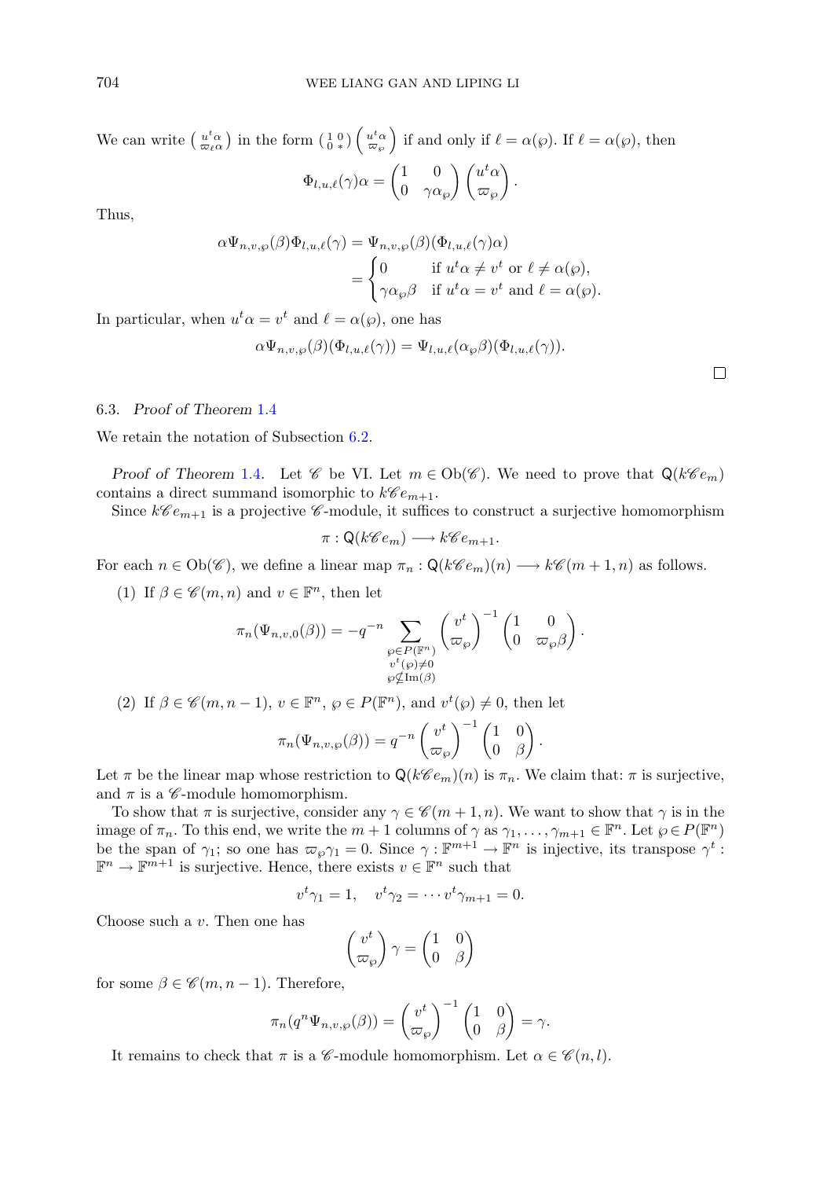We can write $\begin{pmatrix} u^t\alpha \\ \varpi_\ell \alpha \end{pmatrix}$ in the form $\begin{pmatrix} 1 & 0 \\ 0 & * \end{pmatrix}\begin{pmatrix} u^t\alpha \\ \varpi_\wp \end{pmatrix}$ if and only if $\ell = \alpha(\wp)$. If $\ell = \alpha(\wp)$, then

$$\Phi_{l,u,\ell}(\gamma)\alpha = \begin{pmatrix} 1 & 0 \\ 0 & \gamma\alpha_\wp \end{pmatrix}\begin{pmatrix} u^t\alpha \\ \varpi_\wp \end{pmatrix}.$$

Thus,

$$\begin{aligned}\alpha\Psi_{n,v,\wp}(\beta)\Phi_{l,u,\ell}(\gamma) &= \Psi_{n,v,\wp}(\beta)(\Phi_{l,u,\ell}(\gamma)\alpha) \\ &= \begin{cases} 0 & \text{if } u^t\alpha \neq v^t \text{ or } \ell \neq \alpha(\wp), \\ \gamma\alpha_\wp\beta & \text{if } u^t\alpha = v^t \text{ and } \ell = \alpha(\wp). \end{cases}\end{aligned}$$

In particular, when $u^t\alpha = v^t$ and $\ell = \alpha(\wp)$, one has

$$\alpha\Psi_{n,v,\wp}(\beta)(\Phi_{l,u,\ell}(\gamma)) = \Psi_{l,u,\ell}(\alpha_\wp\beta)(\Phi_{l,u,\ell}(\gamma)).$$

□

### 6.3. *Proof of Theorem 1.4*

We retain the notation of Subsection 6.2.

*Proof of Theorem* 1.4. Let $\mathscr{C}$ be VI. Let $m \in \mathrm{Ob}(\mathscr{C})$. We need to prove that $\mathsf{Q}(k\mathscr{C}e_m)$ contains a direct summand isomorphic to $k\mathscr{C}e_{m+1}$.

Since $k\mathscr{C}e_{m+1}$ is a projective $\mathscr{C}$-module, it suffices to construct a surjective homomorphism

$$\pi : \mathsf{Q}(k\mathscr{C}e_m) \longrightarrow k\mathscr{C}e_{m+1}.$$

For each $n \in \mathrm{Ob}(\mathscr{C})$, we define a linear map $\pi_n : \mathsf{Q}(k\mathscr{C}e_m)(n) \longrightarrow k\mathscr{C}(m+1, n)$ as follows.

(1) If $\beta \in \mathscr{C}(m,n)$ and $v \in \mathbb{F}^n$, then let

$$\pi_n(\Psi_{n,v,0}(\beta)) = -q^{-n} \sum_{\substack{\wp \in P(\mathbb{F}^n) \\ v^t(\wp)\neq 0 \\ \wp \not\subseteq \mathrm{Im}(\beta)}} \begin{pmatrix} v^t \\ \varpi_\wp \end{pmatrix}^{-1} \begin{pmatrix} 1 & 0 \\ 0 & \varpi_\wp\beta \end{pmatrix}.$$

(2) If $\beta \in \mathscr{C}(m, n-1)$, $v \in \mathbb{F}^n$, $\wp \in P(\mathbb{F}^n)$, and $v^t(\wp) \neq 0$, then let

$$\pi_n(\Psi_{n,v,\wp}(\beta)) = q^{-n} \begin{pmatrix} v^t \\ \varpi_\wp \end{pmatrix}^{-1} \begin{pmatrix} 1 & 0 \\ 0 & \beta \end{pmatrix}.$$

Let $\pi$ be the linear map whose restriction to $\mathsf{Q}(k\mathscr{C}e_m)(n)$ is $\pi_n$. We claim that: $\pi$ is surjective, and $\pi$ is a $\mathscr{C}$-module homomorphism.

To show that $\pi$ is surjective, consider any $\gamma \in \mathscr{C}(m+1, n)$. We want to show that $\gamma$ is in the image of $\pi_n$. To this end, we write the $m+1$ columns of $\gamma$ as $\gamma_1, \ldots, \gamma_{m+1} \in \mathbb{F}^n$. Let $\wp \in P(\mathbb{F}^n)$ be the span of $\gamma_1$; so one has $\varpi_\wp\gamma_1 = 0$. Since $\gamma : \mathbb{F}^{m+1} \to \mathbb{F}^n$ is injective, its transpose $\gamma^t : \mathbb{F}^n \to \mathbb{F}^{m+1}$ is surjective. Hence, there exists $v \in \mathbb{F}^n$ such that

$$v^t\gamma_1 = 1, \quad v^t\gamma_2 = \cdots v^t\gamma_{m+1} = 0.$$

Choose such a $v$. Then one has

$$\begin{pmatrix} v^t \\ \varpi_\wp \end{pmatrix}\gamma = \begin{pmatrix} 1 & 0 \\ 0 & \beta \end{pmatrix}$$

for some $\beta \in \mathscr{C}(m, n-1)$. Therefore,

$$\pi_n(q^n\Psi_{n,v,\wp}(\beta)) = \begin{pmatrix} v^t \\ \varpi_\wp \end{pmatrix}^{-1}\begin{pmatrix} 1 & 0 \\ 0 & \beta \end{pmatrix} = \gamma.$$

It remains to check that $\pi$ is a $\mathscr{C}$-module homomorphism. Let $\alpha \in \mathscr{C}(n,l)$.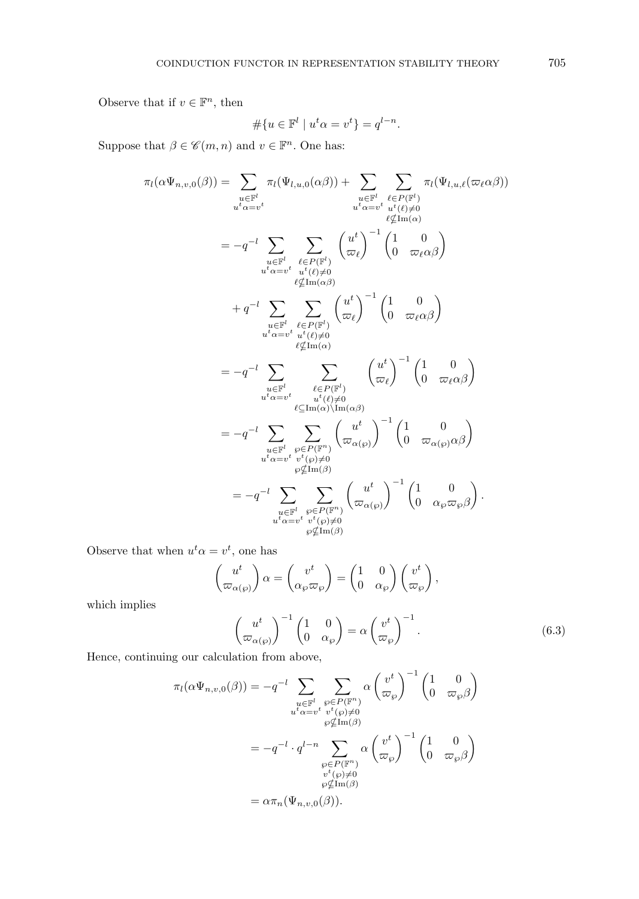Observe that if $v \in \mathbb{F}^n$, then

$$\#\{u \in \mathbb{F}^l \mid u^t \alpha = v^t\} = q^{l-n}.$$

Suppose that $\beta \in \mathscr{C}(m,n)$ and $v \in \mathbb{F}^n$. One has:

$$\begin{aligned}
\pi_l(\alpha \Psi_{n,v,0}(\beta)) &= \sum_{\substack{u\in \mathbb{F}^l \\ u^t\alpha = v^t}} \pi_l(\Psi_{l,u,0}(\alpha\beta)) + \sum_{\substack{u\in \mathbb{F}^l \\ u^t\alpha = v^t}} \sum_{\substack{\ell \in P(\mathbb{F}^l) \\ u^t(\ell)\neq 0 \\ \ell \not\subseteq \mathrm{Im}(\alpha)}} \pi_l(\Psi_{l,u,\ell}(\varpi_\ell \alpha\beta)) \\
&= -q^{-l} \sum_{\substack{u\in \mathbb{F}^l \\ u^t\alpha = v^t}} \sum_{\substack{\ell \in P(\mathbb{F}^l) \\ u^t(\ell)\neq 0 \\ \ell \not\subseteq \mathrm{Im}(\alpha\beta)}} \begin{pmatrix} u^t \\ \varpi_\ell \end{pmatrix}^{-1} \begin{pmatrix} 1 & 0 \\ 0 & \varpi_\ell \alpha\beta \end{pmatrix} \\
&\quad + q^{-l} \sum_{\substack{u\in \mathbb{F}^l \\ u^t\alpha = v^t}} \sum_{\substack{\ell \in P(\mathbb{F}^l) \\ u^t(\ell)\neq 0 \\ \ell \not\subseteq \mathrm{Im}(\alpha)}} \begin{pmatrix} u^t \\ \varpi_\ell \end{pmatrix}^{-1} \begin{pmatrix} 1 & 0 \\ 0 & \varpi_\ell \alpha\beta \end{pmatrix} \\
&= -q^{-l} \sum_{\substack{u\in \mathbb{F}^l \\ u^t\alpha = v^t}} \sum_{\substack{\ell \in P(\mathbb{F}^l) \\ u^t(\ell)\neq 0 \\ \ell \subseteq \mathrm{Im}(\alpha)\setminus \mathrm{Im}(\alpha\beta)}} \begin{pmatrix} u^t \\ \varpi_\ell \end{pmatrix}^{-1} \begin{pmatrix} 1 & 0 \\ 0 & \varpi_\ell \alpha\beta \end{pmatrix} \\
&= -q^{-l} \sum_{\substack{u\in \mathbb{F}^l \\ u^t\alpha = v^t}} \sum_{\substack{\wp \in P(\mathbb{F}^n) \\ v^t(\wp)\neq 0 \\ \wp \not\subseteq \mathrm{Im}(\beta)}} \begin{pmatrix} u^t \\ \varpi_{\alpha(\wp)} \end{pmatrix}^{-1} \begin{pmatrix} 1 & 0 \\ 0 & \varpi_{\alpha(\wp)} \alpha\beta \end{pmatrix} \\
&= -q^{-l} \sum_{\substack{u\in \mathbb{F}^l \\ u^t\alpha = v^t}} \sum_{\substack{\wp \in P(\mathbb{F}^n) \\ v^t(\wp)\neq 0 \\ \wp \not\subseteq \mathrm{Im}(\beta)}} \begin{pmatrix} u^t \\ \varpi_{\alpha(\wp)} \end{pmatrix}^{-1} \begin{pmatrix} 1 & 0 \\ 0 & \alpha_\wp \varpi_\wp \beta \end{pmatrix}.
\end{aligned}$$

Observe that when $u^t\alpha = v^t$, one has

$$\begin{pmatrix} u^t \\ \varpi_{\alpha(\wp)} \end{pmatrix} \alpha = \begin{pmatrix} v^t \\ \alpha_\wp \varpi_\wp \end{pmatrix} = \begin{pmatrix} 1 & 0 \\ 0 & \alpha_\wp \end{pmatrix} \begin{pmatrix} v^t \\ \varpi_\wp \end{pmatrix},$$

which implies

$$\begin{pmatrix} u^t \\ \varpi_{\alpha(\wp)} \end{pmatrix}^{-1} \begin{pmatrix} 1 & 0 \\ 0 & \alpha_\wp \end{pmatrix} = \alpha \begin{pmatrix} v^t \\ \varpi_\wp \end{pmatrix}^{-1}. \tag{6.3}$$

Hence, continuing our calculation from above,

$$\begin{aligned}
\pi_l(\alpha \Psi_{n,v,0}(\beta)) &= -q^{-l} \sum_{\substack{u\in \mathbb{F}^l \\ u^t\alpha = v^t}} \sum_{\substack{\wp \in P(\mathbb{F}^n) \\ v^t(\wp)\neq 0 \\ \wp \not\subseteq \mathrm{Im}(\beta)}} \alpha \begin{pmatrix} v^t \\ \varpi_\wp \end{pmatrix}^{-1} \begin{pmatrix} 1 & 0 \\ 0 & \varpi_\wp \beta \end{pmatrix} \\
&= -q^{-l} \cdot q^{l-n} \sum_{\substack{\wp \in P(\mathbb{F}^n) \\ v^t(\wp)\neq 0 \\ \wp \not\subseteq \mathrm{Im}(\beta)}} \alpha \begin{pmatrix} v^t \\ \varpi_\wp \end{pmatrix}^{-1} \begin{pmatrix} 1 & 0 \\ 0 & \varpi_\wp \beta \end{pmatrix} \\
&= \alpha \pi_n(\Psi_{n,v,0}(\beta)).
\end{aligned}$$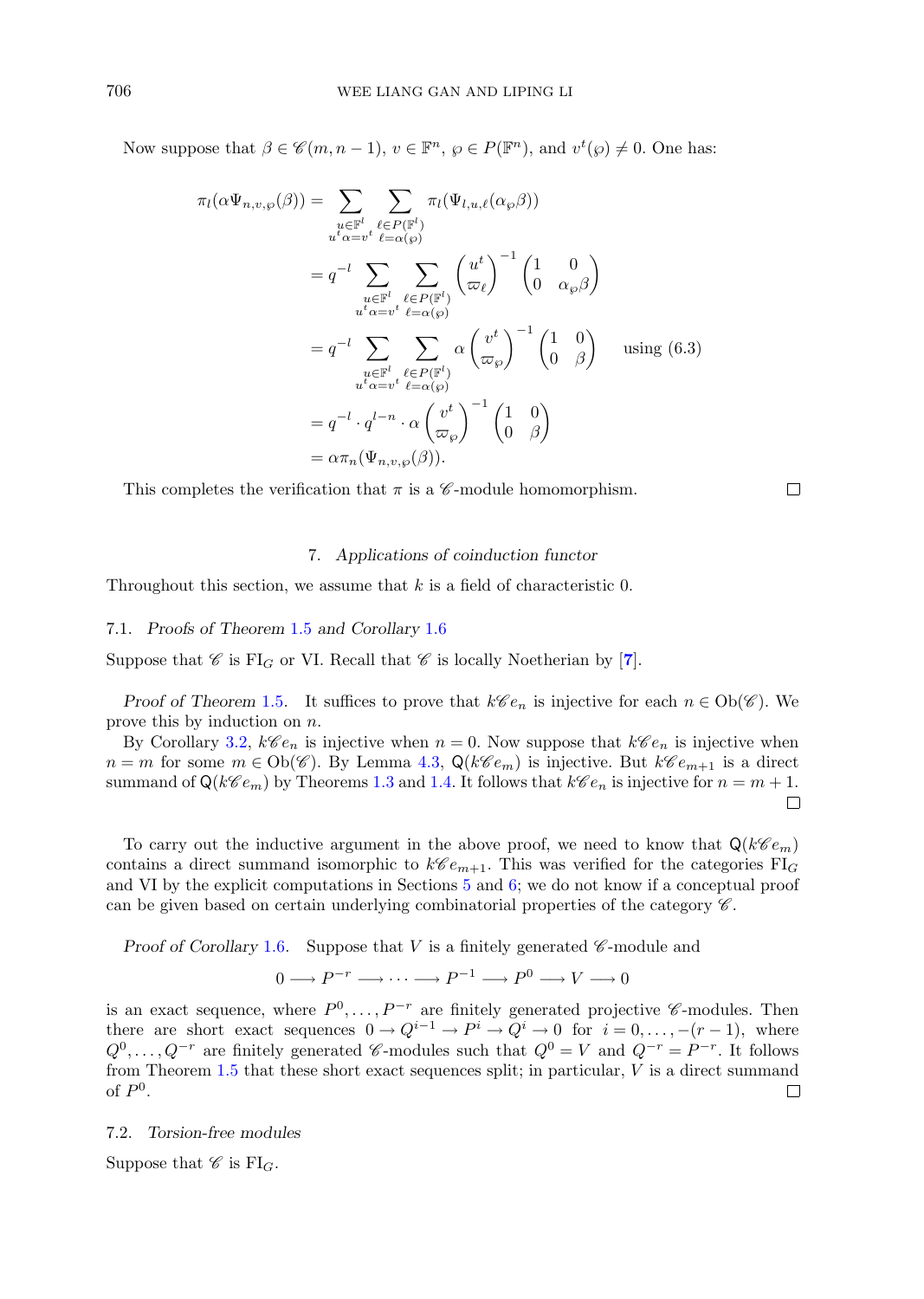Now suppose that $\beta \in \mathscr{C}(m, n-1)$, $v \in \mathbb{F}^n$, $\wp \in P(\mathbb{F}^n)$, and $v^t(\wp) \neq 0$. One has:

$$
\begin{aligned}
\pi_l(\alpha \Psi_{n,v,\wp}(\beta)) &= \sum_{\substack{u\in\mathbb{F}^l \\ u^t\alpha = v^t}} \sum_{\substack{\ell\in P(\mathbb{F}^l) \\ \ell = \alpha(\wp)}} \pi_l(\Psi_{l,u,\ell}(\alpha_\wp \beta)) \\
&= q^{-l} \sum_{\substack{u\in\mathbb{F}^l \\ u^t\alpha = v^t}} \sum_{\substack{\ell\in P(\mathbb{F}^l) \\ \ell = \alpha(\wp)}} \begin{pmatrix} u^t \\ \varpi_\ell \end{pmatrix}^{-1} \begin{pmatrix} 1 & 0 \\ 0 & \alpha_\wp \beta \end{pmatrix} \\
&= q^{-l} \sum_{\substack{u\in\mathbb{F}^l \\ u^t\alpha = v^t}} \sum_{\substack{\ell\in P(\mathbb{F}^l) \\ \ell = \alpha(\wp)}} \alpha \begin{pmatrix} v^t \\ \varpi_\wp \end{pmatrix}^{-1} \begin{pmatrix} 1 & 0 \\ 0 & \beta \end{pmatrix} \qquad \text{using (6.3)} \\
&= q^{-l} \cdot q^{l-n} \cdot \alpha \begin{pmatrix} v^t \\ \varpi_\wp \end{pmatrix}^{-1} \begin{pmatrix} 1 & 0 \\ 0 & \beta \end{pmatrix} \\
&= \alpha \pi_n(\Psi_{n,v,\wp}(\beta)).
\end{aligned}
$$

This completes the verification that $\pi$ is a $\mathscr{C}$-module homomorphism. □

## 7. *Applications of coinduction functor*

Throughout this section, we assume that $k$ is a field of characteristic 0.

### 7.1. *Proofs of Theorem 1.5 and Corollary 1.6*

Suppose that $\mathscr{C}$ is $\mathrm{FI}_G$ or VI. Recall that $\mathscr{C}$ is locally Noetherian by [7].

*Proof of Theorem 1.5.* It suffices to prove that $k\mathscr{C}e_n$ is injective for each $n \in \mathrm{Ob}(\mathscr{C})$. We prove this by induction on $n$.

By Corollary 3.2, $k\mathscr{C}e_n$ is injective when $n = 0$. Now suppose that $k\mathscr{C}e_n$ is injective when $n = m$ for some $m \in \mathrm{Ob}(\mathscr{C})$. By Lemma 4.3, $\mathsf{Q}(k\mathscr{C}e_m)$ is injective. But $k\mathscr{C}e_{m+1}$ is a direct summand of $\mathsf{Q}(k\mathscr{C}e_m)$ by Theorems 1.3 and 1.4. It follows that $k\mathscr{C}e_n$ is injective for $n = m+1$. □

To carry out the inductive argument in the above proof, we need to know that $\mathsf{Q}(k\mathscr{C}e_m)$ contains a direct summand isomorphic to $k\mathscr{C}e_{m+1}$. This was verified for the categories $\mathrm{FI}_G$ and VI by the explicit computations in Sections 5 and 6; we do not know if a conceptual proof can be given based on certain underlying combinatorial properties of the category $\mathscr{C}$.

*Proof of Corollary 1.6.* Suppose that $V$ is a finitely generated $\mathscr{C}$-module and

$$0 \longrightarrow P^{-r} \longrightarrow \cdots \longrightarrow P^{-1} \longrightarrow P^0 \longrightarrow V \longrightarrow 0$$

is an exact sequence, where $P^0, \ldots, P^{-r}$ are finitely generated projective $\mathscr{C}$-modules. Then there are short exact sequences $0 \to Q^{i-1} \to P^i \to Q^i \to 0$ for $i = 0, \ldots, -(r-1)$, where $Q^0, \ldots, Q^{-r}$ are finitely generated $\mathscr{C}$-modules such that $Q^0 = V$ and $Q^{-r} = P^{-r}$. It follows from Theorem 1.5 that these short exact sequences split; in particular, $V$ is a direct summand of $P^0$. □

### 7.2. *Torsion-free modules*

Suppose that $\mathscr{C}$ is $\mathrm{FI}_G$.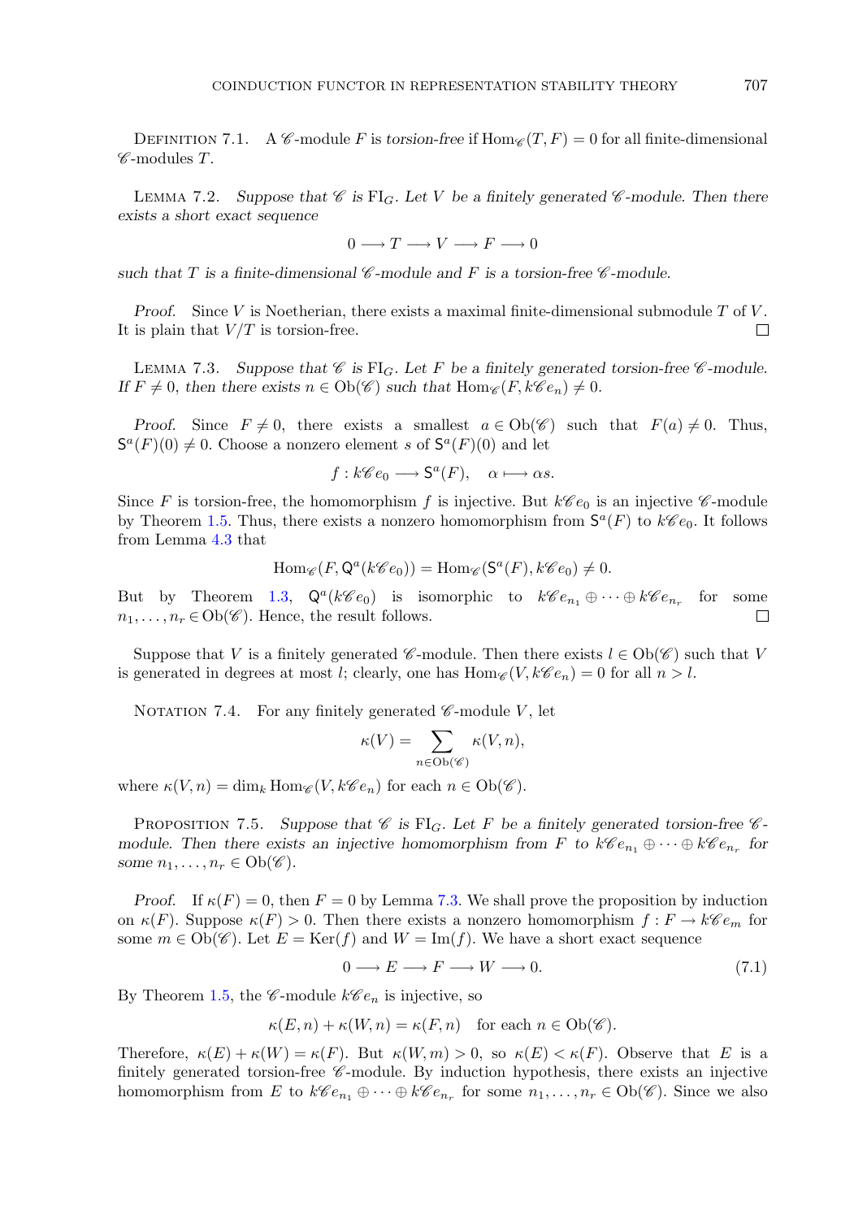Definition 7.1. A $\mathscr{C}$-module $F$ is *torsion-free* if $\mathrm{Hom}_{\mathscr{C}}(T, F) = 0$ for all finite-dimensional $\mathscr{C}$-modules $T$.

Lemma 7.2. *Suppose that $\mathscr{C}$ is $\mathrm{FI}_G$. Let $V$ be a finitely generated $\mathscr{C}$-module. Then there exists a short exact sequence*

$$0 \longrightarrow T \longrightarrow V \longrightarrow F \longrightarrow 0$$

*such that $T$ is a finite-dimensional $\mathscr{C}$-module and $F$ is a torsion-free $\mathscr{C}$-module.*

*Proof.* Since $V$ is Noetherian, there exists a maximal finite-dimensional submodule $T$ of $V$. It is plain that $V/T$ is torsion-free. □

Lemma 7.3. *Suppose that $\mathscr{C}$ is $\mathrm{FI}_G$. Let $F$ be a finitely generated torsion-free $\mathscr{C}$-module. If $F \neq 0$, then there exists $n \in \mathrm{Ob}(\mathscr{C})$ such that $\mathrm{Hom}_{\mathscr{C}}(F, k\mathscr{C}e_n) \neq 0$.*

*Proof.* Since $F \neq 0$, there exists a smallest $a \in \mathrm{Ob}(\mathscr{C})$ such that $F(a) \neq 0$. Thus, $\mathsf{S}^a(F)(0) \neq 0$. Choose a nonzero element $s$ of $\mathsf{S}^a(F)(0)$ and let

$$f : k\mathscr{C}e_0 \longrightarrow \mathsf{S}^a(F), \quad \alpha \longmapsto \alpha s.$$

Since $F$ is torsion-free, the homomorphism $f$ is injective. But $k\mathscr{C}e_0$ is an injective $\mathscr{C}$-module by Theorem 1.5. Thus, there exists a nonzero homomorphism from $\mathsf{S}^a(F)$ to $k\mathscr{C}e_0$. It follows from Lemma 4.3 that

$$\mathrm{Hom}_{\mathscr{C}}(F, \mathsf{Q}^a(k\mathscr{C}e_0)) = \mathrm{Hom}_{\mathscr{C}}(\mathsf{S}^a(F), k\mathscr{C}e_0) \neq 0.$$

But by Theorem 1.3, $\mathsf{Q}^a(k\mathscr{C}e_0)$ is isomorphic to $k\mathscr{C}e_{n_1} \oplus \cdots \oplus k\mathscr{C}e_{n_r}$ for some $n_1, \ldots, n_r \in \mathrm{Ob}(\mathscr{C})$. Hence, the result follows. □

Suppose that $V$ is a finitely generated $\mathscr{C}$-module. Then there exists $l \in \mathrm{Ob}(\mathscr{C})$ such that $V$ is generated in degrees at most $l$; clearly, one has $\mathrm{Hom}_{\mathscr{C}}(V, k\mathscr{C}e_n) = 0$ for all $n > l$.

Notation 7.4. For any finitely generated $\mathscr{C}$-module $V$, let

$$\kappa(V) = \sum_{n \in \mathrm{Ob}(\mathscr{C})} \kappa(V, n),$$

where $\kappa(V, n) = \dim_k \mathrm{Hom}_{\mathscr{C}}(V, k\mathscr{C}e_n)$ for each $n \in \mathrm{Ob}(\mathscr{C})$.

Proposition 7.5. *Suppose that $\mathscr{C}$ is $\mathrm{FI}_G$. Let $F$ be a finitely generated torsion-free $\mathscr{C}$-module. Then there exists an injective homomorphism from $F$ to $k\mathscr{C}e_{n_1} \oplus \cdots \oplus k\mathscr{C}e_{n_r}$ for some $n_1, \ldots, n_r \in \mathrm{Ob}(\mathscr{C})$.*

*Proof.* If $\kappa(F) = 0$, then $F = 0$ by Lemma 7.3. We shall prove the proposition by induction on $\kappa(F)$. Suppose $\kappa(F) > 0$. Then there exists a nonzero homomorphism $f : F \to k\mathscr{C}e_m$ for some $m \in \mathrm{Ob}(\mathscr{C})$. Let $E = \mathrm{Ker}(f)$ and $W = \mathrm{Im}(f)$. We have a short exact sequence

$$0 \longrightarrow E \longrightarrow F \longrightarrow W \longrightarrow 0. \tag{7.1}$$

By Theorem 1.5, the $\mathscr{C}$-module $k\mathscr{C}e_n$ is injective, so

$$\kappa(E, n) + \kappa(W, n) = \kappa(F, n) \quad \text{for each } n \in \mathrm{Ob}(\mathscr{C}).$$

Therefore, $\kappa(E) + \kappa(W) = \kappa(F)$. But $\kappa(W, m) > 0$, so $\kappa(E) < \kappa(F)$. Observe that $E$ is a finitely generated torsion-free $\mathscr{C}$-module. By induction hypothesis, there exists an injective homomorphism from $E$ to $k\mathscr{C}e_{n_1} \oplus \cdots \oplus k\mathscr{C}e_{n_r}$ for some $n_1, \ldots, n_r \in \mathrm{Ob}(\mathscr{C})$. Since we also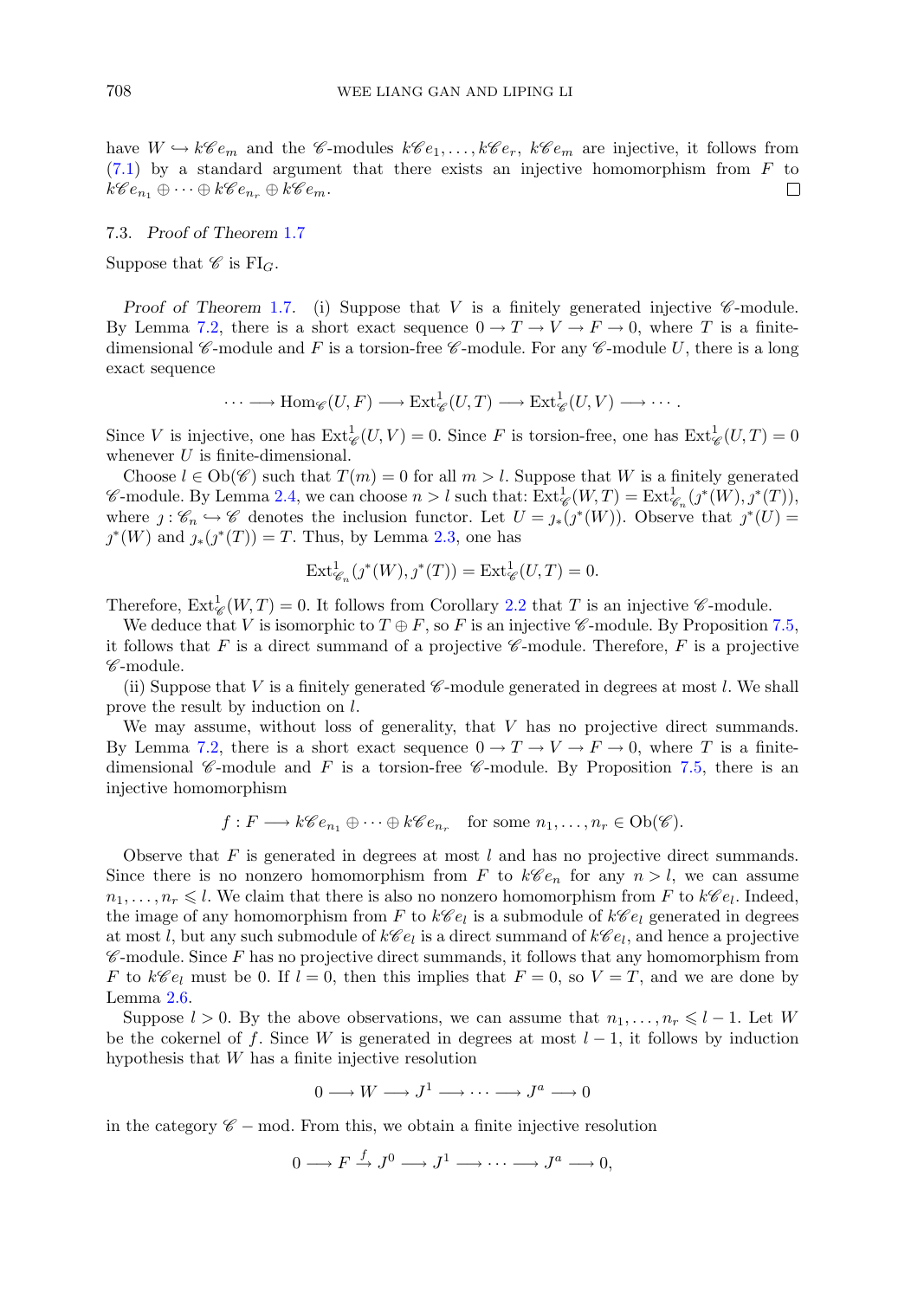have $W \hookrightarrow k\mathscr{C}e_m$ and the $\mathscr{C}$-modules $k\mathscr{C}e_1, \ldots, k\mathscr{C}e_r$, $k\mathscr{C}e_m$ are injective, it follows from (7.1) by a standard argument that there exists an injective homomorphism from $F$ to $k\mathscr{C}e_{n_1} \oplus \cdots \oplus k\mathscr{C}e_{n_r} \oplus k\mathscr{C}e_m$. $\square$

### 7.3. *Proof of Theorem* 1.7

Suppose that $\mathscr{C}$ is $\mathrm{FI}_G$.

*Proof of Theorem* 1.7. (i) Suppose that $V$ is a finitely generated injective $\mathscr{C}$-module. By Lemma 7.2, there is a short exact sequence $0 \to T \to V \to F \to 0$, where $T$ is a finite-dimensional $\mathscr{C}$-module and $F$ is a torsion-free $\mathscr{C}$-module. For any $\mathscr{C}$-module $U$, there is a long exact sequence

$$\cdots \longrightarrow \mathrm{Hom}_{\mathscr{C}}(U, F) \longrightarrow \mathrm{Ext}^1_{\mathscr{C}}(U, T) \longrightarrow \mathrm{Ext}^1_{\mathscr{C}}(U, V) \longrightarrow \cdots.$$

Since $V$ is injective, one has $\mathrm{Ext}^1_{\mathscr{C}}(U, V) = 0$. Since $F$ is torsion-free, one has $\mathrm{Ext}^1_{\mathscr{C}}(U, T) = 0$ whenever $U$ is finite-dimensional.

Choose $l \in \mathrm{Ob}(\mathscr{C})$ such that $T(m) = 0$ for all $m > l$. Suppose that $W$ is a finitely generated $\mathscr{C}$-module. By Lemma 2.4, we can choose $n > l$ such that: $\mathrm{Ext}^1_{\mathscr{C}}(W, T) = \mathrm{Ext}^1_{\mathscr{C}_n}(\jmath^*(W), \jmath^*(T))$, where $\jmath : \mathscr{C}_n \hookrightarrow \mathscr{C}$ denotes the inclusion functor. Let $U = \jmath_*(\jmath^*(W))$. Observe that $\jmath^*(U) = \jmath^*(W)$ and $\jmath_*(\jmath^*(T)) = T$. Thus, by Lemma 2.3, one has

$$\mathrm{Ext}^1_{\mathscr{C}_n}(\jmath^*(W), \jmath^*(T)) = \mathrm{Ext}^1_{\mathscr{C}}(U, T) = 0.$$

Therefore, $\mathrm{Ext}^1_{\mathscr{C}}(W, T) = 0$. It follows from Corollary 2.2 that $T$ is an injective $\mathscr{C}$-module.

We deduce that $V$ is isomorphic to $T \oplus F$, so $F$ is an injective $\mathscr{C}$-module. By Proposition 7.5, it follows that $F$ is a direct summand of a projective $\mathscr{C}$-module. Therefore, $F$ is a projective $\mathscr{C}$-module.

(ii) Suppose that $V$ is a finitely generated $\mathscr{C}$-module generated in degrees at most $l$. We shall prove the result by induction on $l$.

We may assume, without loss of generality, that $V$ has no projective direct summands. By Lemma 7.2, there is a short exact sequence $0 \to T \to V \to F \to 0$, where $T$ is a finite-dimensional $\mathscr{C}$-module and $F$ is a torsion-free $\mathscr{C}$-module. By Proposition 7.5, there is an injective homomorphism

$$f : F \longrightarrow k\mathscr{C}e_{n_1} \oplus \cdots \oplus k\mathscr{C}e_{n_r} \quad \text{for some } n_1, \ldots, n_r \in \mathrm{Ob}(\mathscr{C}).$$

Observe that $F$ is generated in degrees at most $l$ and has no projective direct summands. Since there is no nonzero homomorphism from $F$ to $k\mathscr{C}e_n$ for any $n > l$, we can assume $n_1, \ldots, n_r \leqslant l$. We claim that there is also no nonzero homomorphism from $F$ to $k\mathscr{C}e_l$. Indeed, the image of any homomorphism from $F$ to $k\mathscr{C}e_l$ is a submodule of $k\mathscr{C}e_l$ generated in degrees at most $l$, but any such submodule of $k\mathscr{C}e_l$ is a direct summand of $k\mathscr{C}e_l$, and hence a projective $\mathscr{C}$-module. Since $F$ has no projective direct summands, it follows that any homomorphism from $F$ to $k\mathscr{C}e_l$ must be 0. If $l = 0$, then this implies that $F = 0$, so $V = T$, and we are done by Lemma 2.6.

Suppose $l > 0$. By the above observations, we can assume that $n_1, \ldots, n_r \leqslant l - 1$. Let $W$ be the cokernel of $f$. Since $W$ is generated in degrees at most $l - 1$, it follows by induction hypothesis that $W$ has a finite injective resolution

$$0 \longrightarrow W \longrightarrow J^1 \longrightarrow \cdots \longrightarrow J^a \longrightarrow 0$$

in the category $\mathscr{C} - \mathrm{mod}$. From this, we obtain a finite injective resolution

$$0 \longrightarrow F \xrightarrow{f} J^0 \longrightarrow J^1 \longrightarrow \cdots \longrightarrow J^a \longrightarrow 0,$$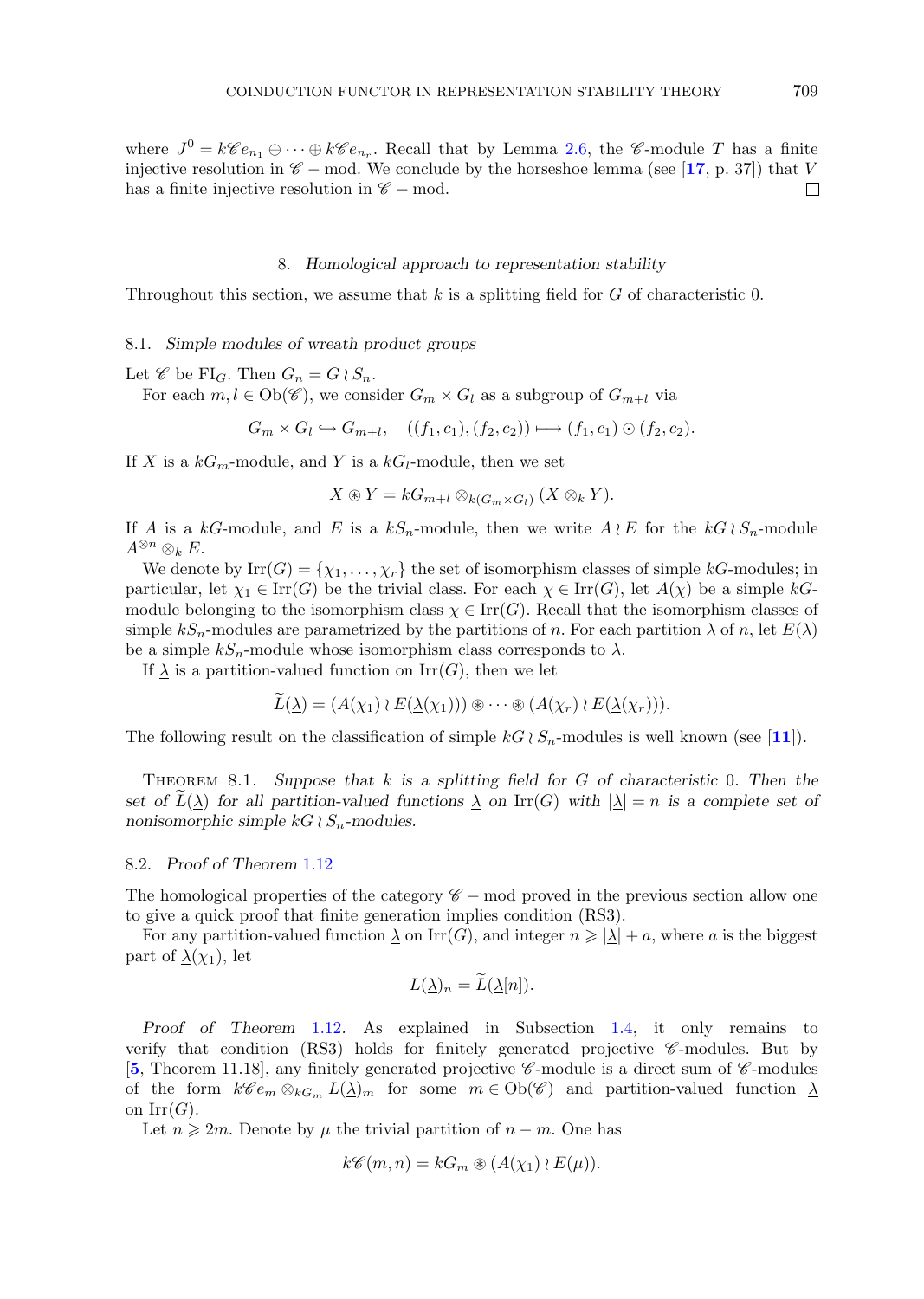where $J^0 = k\mathscr{C}e_{n_1} \oplus \cdots \oplus k\mathscr{C}e_{n_r}$. Recall that by Lemma 2.6, the $\mathscr{C}$-module $T$ has a finite injective resolution in $\mathscr{C} - \text{mod}$. We conclude by the horseshoe lemma (see [17, p. 37]) that $V$ has a finite injective resolution in $\mathscr{C} - \text{mod}$. $\square$

## 8. *Homological approach to representation stability*

Throughout this section, we assume that $k$ is a splitting field for $G$ of characteristic 0.

### 8.1. *Simple modules of wreath product groups*

Let $\mathscr{C}$ be $\text{FI}_G$. Then $G_n = G \wr S_n$.

For each $m, l \in \text{Ob}(\mathscr{C})$, we consider $G_m \times G_l$ as a subgroup of $G_{m+l}$ via

$$G_m \times G_l \hookrightarrow G_{m+l}, \quad ((f_1, c_1), (f_2, c_2)) \longmapsto (f_1, c_1) \odot (f_2, c_2).$$

If $X$ is a $kG_m$-module, and $Y$ is a $kG_l$-module, then we set

$$X \circledast Y = kG_{m+l} \otimes_{k(G_m \times G_l)} (X \otimes_k Y).$$

If $A$ is a $kG$-module, and $E$ is a $kS_n$-module, then we write $A \wr E$ for the $kG \wr S_n$-module $A^{\otimes n} \otimes_k E$.

We denote by $\text{Irr}(G) = \{\chi_1, \ldots, \chi_r\}$ the set of isomorphism classes of simple $kG$-modules; in particular, let $\chi_1 \in \text{Irr}(G)$ be the trivial class. For each $\chi \in \text{Irr}(G)$, let $A(\chi)$ be a simple $kG$-module belonging to the isomorphism class $\chi \in \text{Irr}(G)$. Recall that the isomorphism classes of simple $kS_n$-modules are parametrized by the partitions of $n$. For each partition $\lambda$ of $n$, let $E(\lambda)$ be a simple $kS_n$-module whose isomorphism class corresponds to $\lambda$.

If $\underline{\lambda}$ is a partition-valued function on $\text{Irr}(G)$, then we let

$$\widetilde{L}(\underline{\lambda}) = (A(\chi_1) \wr E(\underline{\lambda}(\chi_1))) \circledast \cdots \circledast (A(\chi_r) \wr E(\underline{\lambda}(\chi_r))).$$

The following result on the classification of simple $kG \wr S_n$-modules is well known (see [11]).

THEOREM 8.1. *Suppose that $k$ is a splitting field for $G$ of characteristic 0. Then the set of $\widetilde{L}(\underline{\lambda})$ for all partition-valued functions $\underline{\lambda}$ on $\text{Irr}(G)$ with $|\underline{\lambda}| = n$ is a complete set of nonisomorphic simple $kG \wr S_n$-modules.*

### 8.2. *Proof of Theorem 1.12*

The homological properties of the category $\mathscr{C} - \text{mod}$ proved in the previous section allow one to give a quick proof that finite generation implies condition (RS3).

For any partition-valued function $\underline{\lambda}$ on $\text{Irr}(G)$, and integer $n \geqslant |\underline{\lambda}| + a$, where $a$ is the biggest part of $\underline{\lambda}(\chi_1)$, let

$$L(\underline{\lambda})_n = \widetilde{L}(\underline{\lambda}[n]).$$

*Proof of Theorem* 1.12. As explained in Subsection 1.4, it only remains to verify that condition (RS3) holds for finitely generated projective $\mathscr{C}$-modules. But by [5, Theorem 11.18], any finitely generated projective $\mathscr{C}$-module is a direct sum of $\mathscr{C}$-modules of the form $k\mathscr{C}e_m \otimes_{kG_m} L(\underline{\lambda})_m$ for some $m \in \text{Ob}(\mathscr{C})$ and partition-valued function $\underline{\lambda}$ on $\text{Irr}(G)$.

Let $n \geqslant 2m$. Denote by $\mu$ the trivial partition of $n - m$. One has

$$k\mathscr{C}(m, n) = kG_m \circledast (A(\chi_1) \wr E(\mu)).$$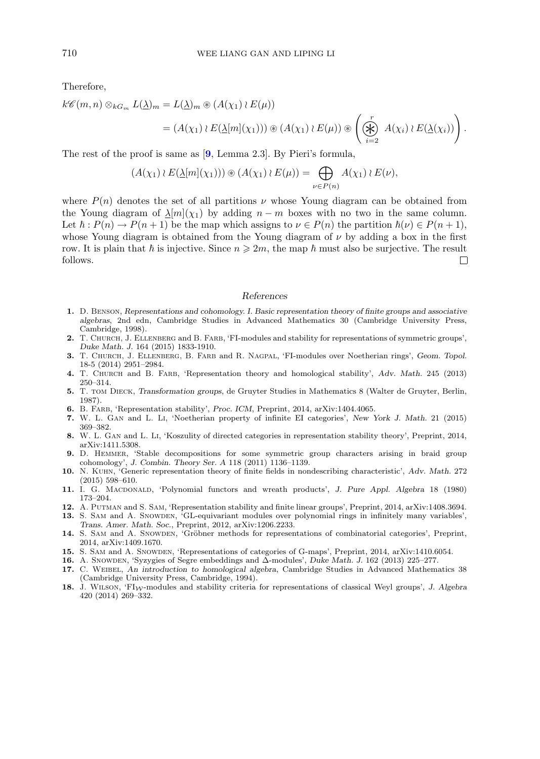Therefore,

$$k\mathscr{C}(m,n) \otimes_{kG_m} L(\underline{\lambda})_m = L(\underline{\lambda})_m \circledast (A(\chi_1) \wr E(\mu))$$
$$= (A(\chi_1) \wr E(\underline{\lambda}[m](\chi_1))) \circledast (A(\chi_1) \wr E(\mu)) \circledast \left( \bigcircledast_{i=2}^{r} A(\chi_i) \wr E(\underline{\lambda}(\chi_i)) \right).$$

The rest of the proof is same as [9, Lemma 2.3]. By Pieri's formula,

$$(A(\chi_1) \wr E(\underline{\lambda}[m](\chi_1))) \circledast (A(\chi_1) \wr E(\mu)) = \bigoplus_{\nu \in P(n)} A(\chi_1) \wr E(\nu),$$

where $P(n)$ denotes the set of all partitions $\nu$ whose Young diagram can be obtained from the Young diagram of $\underline{\lambda}[m](\chi_1)$ by adding $n-m$ boxes with no two in the same column. Let $\hbar : P(n) \to P(n+1)$ be the map which assigns to $\nu \in P(n)$ the partition $\hbar(\nu) \in P(n+1)$, whose Young diagram is obtained from the Young diagram of $\nu$ by adding a box in the first row. It is plain that $\hbar$ is injective. Since $n \geqslant 2m$, the map $\hbar$ must also be surjective. The result follows. □

## References

1. D. Benson, *Representations and cohomology. I. Basic representation theory of finite groups and associative algebras*, 2nd edn, Cambridge Studies in Advanced Mathematics 30 (Cambridge University Press, Cambridge, 1998).
2. T. Church, J. Ellenberg and B. Farb, 'FI-modules and stability for representations of symmetric groups', *Duke Math. J.* 164 (2015) 1833-1910.
3. T. Church, J. Ellenberg, B. Farb and R. Nagpal, 'FI-modules over Noetherian rings', *Geom. Topol.* 18-5 (2014) 2951–2984.
4. T. Church and B. Farb, 'Representation theory and homological stability', *Adv. Math.* 245 (2013) 250–314.
5. T. tom Dieck, *Transformation groups*, de Gruyter Studies in Mathematics 8 (Walter de Gruyter, Berlin, 1987).
6. B. Farb, 'Representation stability', *Proc. ICM*, Preprint, 2014, arXiv:1404.4065.
7. W. L. Gan and L. Li, 'Noetherian property of infinite EI categories', *New York J. Math.* 21 (2015) 369–382.
8. W. L. Gan and L. Li, 'Koszulity of directed categories in representation stability theory', Preprint, 2014, arXiv:1411.5308.
9. D. Hemmer, 'Stable decompositions for some symmetric group characters arising in braid group cohomology', *J. Combin. Theory Ser. A* 118 (2011) 1136–1139.
10. N. Kuhn, 'Generic representation theory of finite fields in nondescribing characteristic', *Adv. Math.* 272 (2015) 598–610.
11. I. G. Macdonald, 'Polynomial functors and wreath products', *J. Pure Appl. Algebra* 18 (1980) 173–204.
12. A. Putman and S. Sam, 'Representation stability and finite linear groups', Preprint, 2014, arXiv:1408.3694.
13. S. Sam and A. Snowden, 'GL-equivariant modules over polynomial rings in infinitely many variables', *Trans. Amer. Math. Soc.*, Preprint, 2012, arXiv:1206.2233.
14. S. Sam and A. Snowden, 'Gröbner methods for representations of combinatorial categories', Preprint, 2014, arXiv:1409.1670.
15. S. Sam and A. Snowden, 'Representations of categories of G-maps', Preprint, 2014, arXiv:1410.6054.
16. A. Snowden, 'Syzygies of Segre embeddings and Δ-modules', *Duke Math. J.* 162 (2013) 225–277.
17. C. Weibel, *An introduction to homological algebra*, Cambridge Studies in Advanced Mathematics 38 (Cambridge University Press, Cambridge, 1994).
18. J. Wilson, 'FI$_{\mathcal{W}}$-modules and stability criteria for representations of classical Weyl groups', *J. Algebra* 420 (2014) 269–332.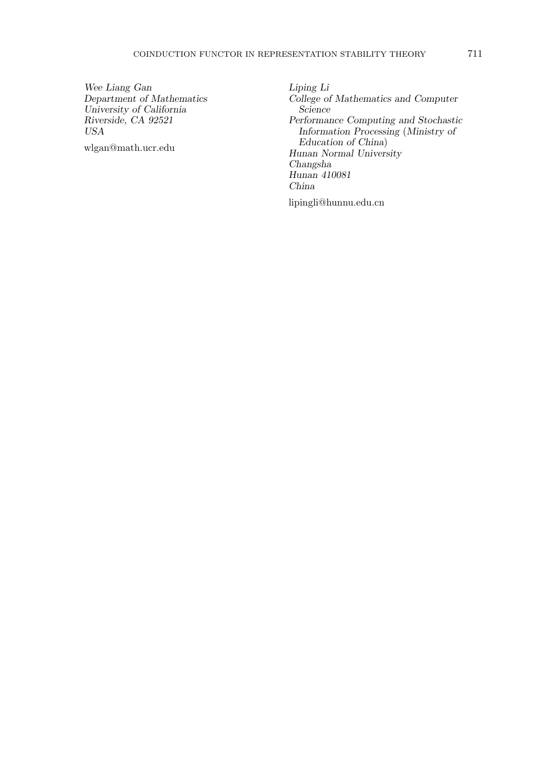*Wee Liang Gan*
*Department of Mathematics*
*University of California*
*Riverside, CA 92521*
*USA*

wlgan@math.ucr.edu

*Liping Li*
*College of Mathematics and Computer Science*
*Performance Computing and Stochastic Information Processing (Ministry of Education of China)*
*Hunan Normal University*
*Changsha*
*Hunan 410081*
*China*

lipingli@hunnu.edu.cn